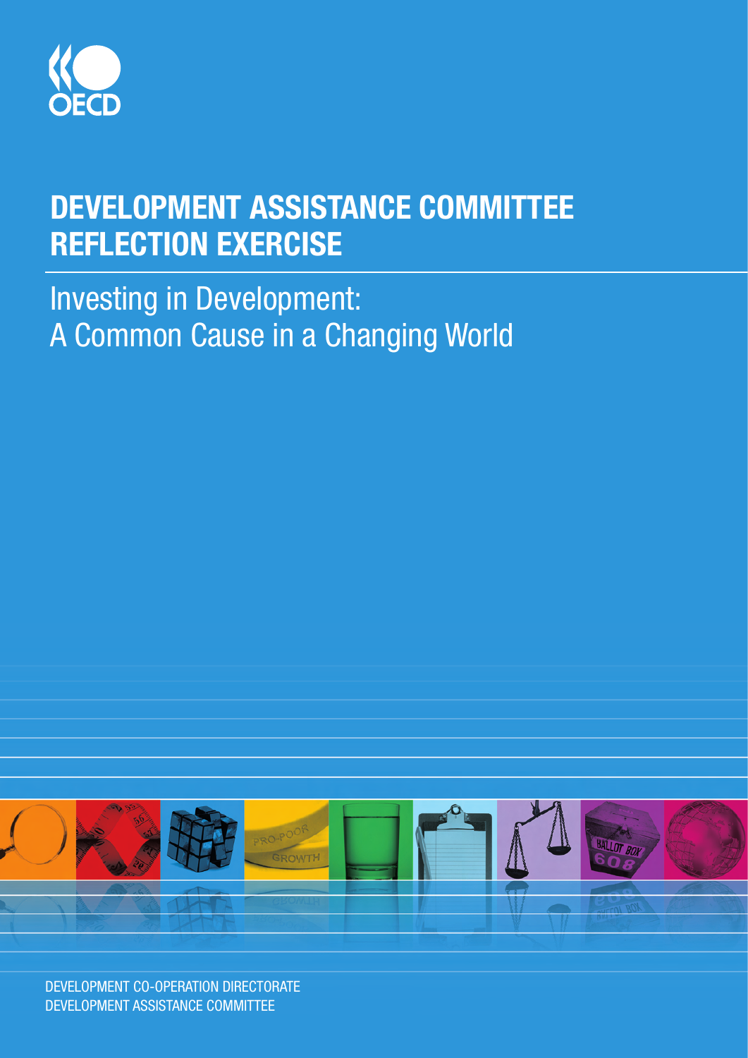OECD

# DEVELOPMENT ASSISTANCE COMMITTEE REFLECTION EXERCISE

## Investing in Development: A Common Cause in a Changing World

DEVELOPMENT CO-OPERATION DIRECTORATE
DEVELOPMENT ASSISTANCE COMMITTEE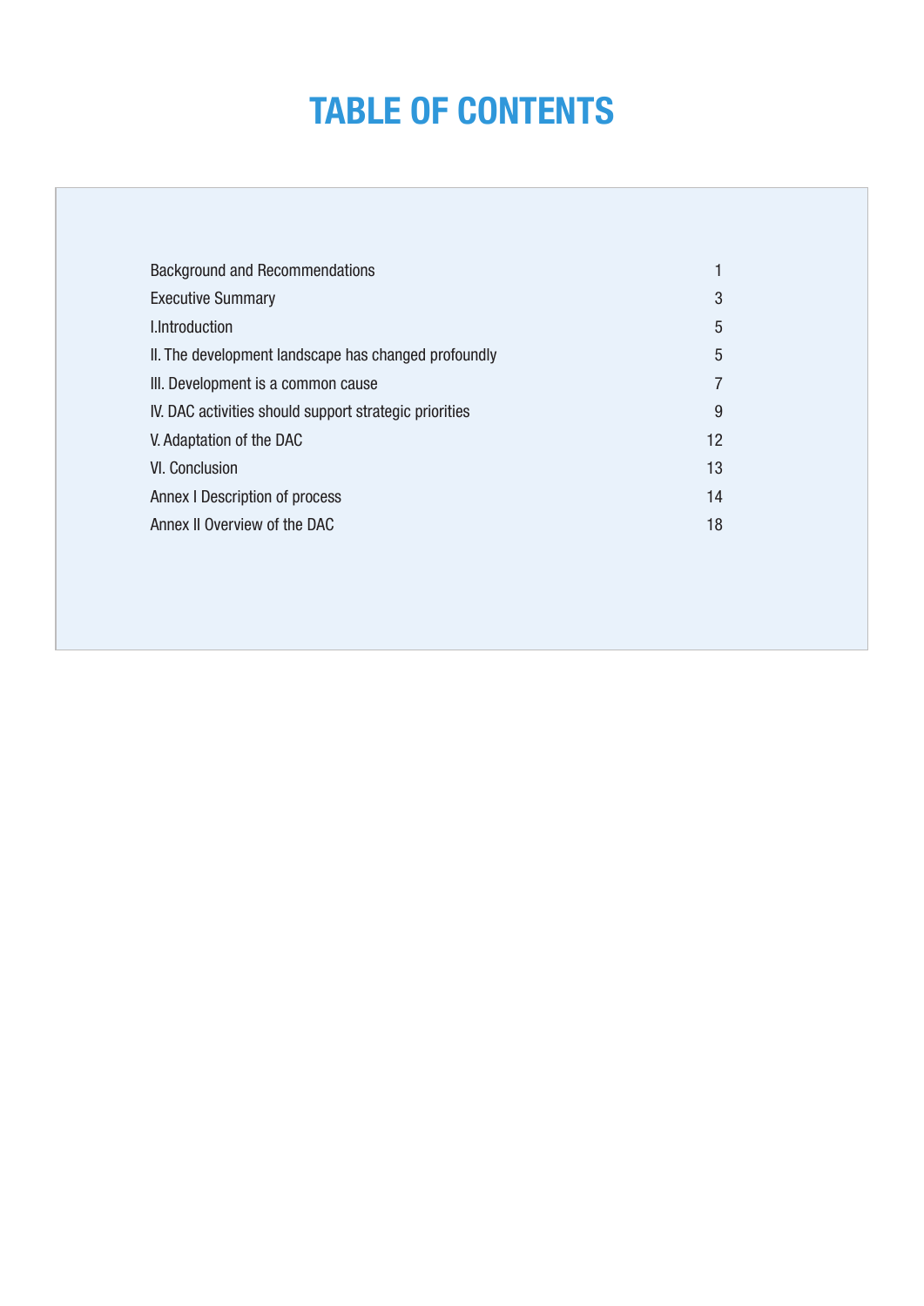# TABLE OF CONTENTS

| | |
|---|---|
| Background and Recommendations | 1 |
| Executive Summary | 3 |
| I.Introduction | 5 |
| II. The development landscape has changed profoundly | 5 |
| III. Development is a common cause | 7 |
| IV. DAC activities should support strategic priorities | 9 |
| V. Adaptation of the DAC | 12 |
| VI. Conclusion | 13 |
| Annex I Description of process | 14 |
| Annex II Overview of the DAC | 18 |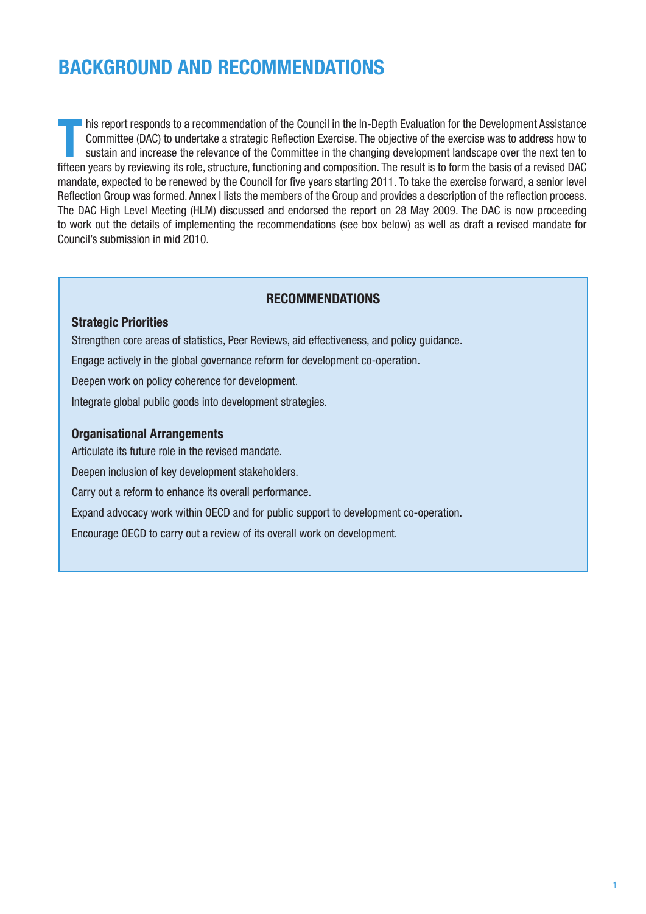# BACKGROUND AND RECOMMENDATIONS

This report responds to a recommendation of the Council in the In-Depth Evaluation for the Development Assistance Committee (DAC) to undertake a strategic Reflection Exercise. The objective of the exercise was to address how to sustain and increase the relevance of the Committee in the changing development landscape over the next ten to fifteen years by reviewing its role, structure, functioning and composition. The result is to form the basis of a revised DAC mandate, expected to be renewed by the Council for five years starting 2011. To take the exercise forward, a senior level Reflection Group was formed. Annex I lists the members of the Group and provides a description of the reflection process. The DAC High Level Meeting (HLM) discussed and endorsed the report on 28 May 2009. The DAC is now proceeding to work out the details of implementing the recommendations (see box below) as well as draft a revised mandate for Council's submission in mid 2010.

## RECOMMENDATIONS

### Strategic Priorities

Strengthen core areas of statistics, Peer Reviews, aid effectiveness, and policy guidance.

Engage actively in the global governance reform for development co-operation.

Deepen work on policy coherence for development.

Integrate global public goods into development strategies.

### Organisational Arrangements

Articulate its future role in the revised mandate.

Deepen inclusion of key development stakeholders.

Carry out a reform to enhance its overall performance.

Expand advocacy work within OECD and for public support to development co-operation.

Encourage OECD to carry out a review of its overall work on development.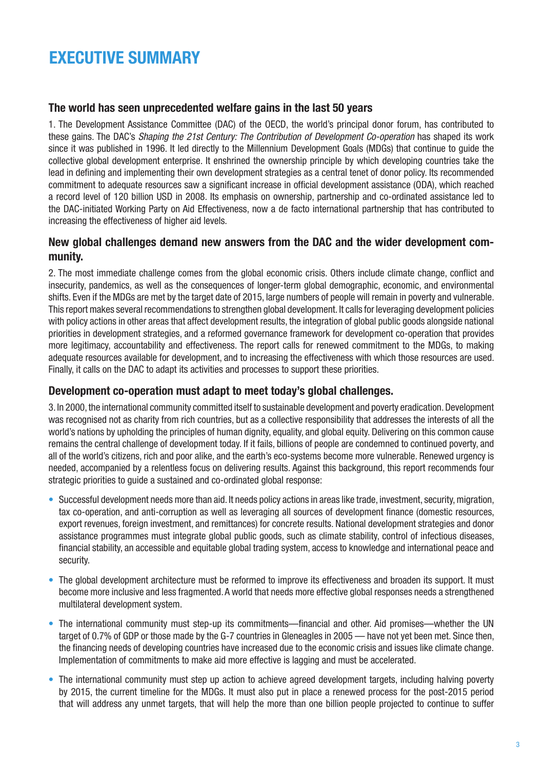# EXECUTIVE SUMMARY

### The world has seen unprecedented welfare gains in the last 50 years

1. The Development Assistance Committee (DAC) of the OECD, the world's principal donor forum, has contributed to these gains. The DAC's *Shaping the 21st Century: The Contribution of Development Co-operation* has shaped its work since it was published in 1996. It led directly to the Millennium Development Goals (MDGs) that continue to guide the collective global development enterprise. It enshrined the ownership principle by which developing countries take the lead in defining and implementing their own development strategies as a central tenet of donor policy. Its recommended commitment to adequate resources saw a significant increase in official development assistance (ODA), which reached a record level of 120 billion USD in 2008. Its emphasis on ownership, partnership and co-ordinated assistance led to the DAC-initiated Working Party on Aid Effectiveness, now a de facto international partnership that has contributed to increasing the effectiveness of higher aid levels.

### New global challenges demand new answers from the DAC and the wider development community.

2. The most immediate challenge comes from the global economic crisis. Others include climate change, conflict and insecurity, pandemics, as well as the consequences of longer-term global demographic, economic, and environmental shifts. Even if the MDGs are met by the target date of 2015, large numbers of people will remain in poverty and vulnerable. This report makes several recommendations to strengthen global development. It calls for leveraging development policies with policy actions in other areas that affect development results, the integration of global public goods alongside national priorities in development strategies, and a reformed governance framework for development co-operation that provides more legitimacy, accountability and effectiveness. The report calls for renewed commitment to the MDGs, to making adequate resources available for development, and to increasing the effectiveness with which those resources are used. Finally, it calls on the DAC to adapt its activities and processes to support these priorities.

### Development co-operation must adapt to meet today's global challenges.

3. In 2000, the international community committed itself to sustainable development and poverty eradication. Development was recognised not as charity from rich countries, but as a collective responsibility that addresses the interests of all the world's nations by upholding the principles of human dignity, equality, and global equity. Delivering on this common cause remains the central challenge of development today. If it fails, billions of people are condemned to continued poverty, and all of the world's citizens, rich and poor alike, and the earth's eco-systems become more vulnerable. Renewed urgency is needed, accompanied by a relentless focus on delivering results. Against this background, this report recommends four strategic priorities to guide a sustained and co-ordinated global response:

- Successful development needs more than aid. It needs policy actions in areas like trade, investment, security, migration, tax co-operation, and anti-corruption as well as leveraging all sources of development finance (domestic resources, export revenues, foreign investment, and remittances) for concrete results. National development strategies and donor assistance programmes must integrate global public goods, such as climate stability, control of infectious diseases, financial stability, an accessible and equitable global trading system, access to knowledge and international peace and security.
- The global development architecture must be reformed to improve its effectiveness and broaden its support. It must become more inclusive and less fragmented. A world that needs more effective global responses needs a strengthened multilateral development system.
- The international community must step-up its commitments—financial and other. Aid promises—whether the UN target of 0.7% of GDP or those made by the G-7 countries in Gleneagles in 2005 — have not yet been met. Since then, the financing needs of developing countries have increased due to the economic crisis and issues like climate change. Implementation of commitments to make aid more effective is lagging and must be accelerated.
- The international community must step up action to achieve agreed development targets, including halving poverty by 2015, the current timeline for the MDGs. It must also put in place a renewed process for the post-2015 period that will address any unmet targets, that will help the more than one billion people projected to continue to suffer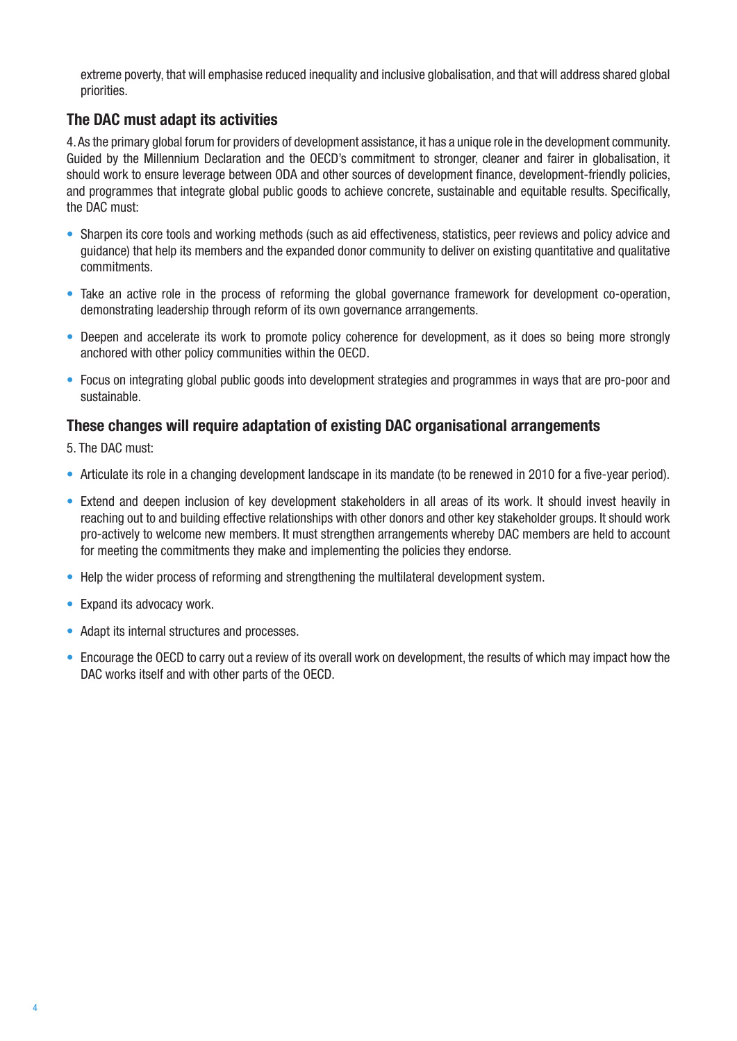extreme poverty, that will emphasise reduced inequality and inclusive globalisation, and that will address shared global priorities.

## The DAC must adapt its activities

4. As the primary global forum for providers of development assistance, it has a unique role in the development community. Guided by the Millennium Declaration and the OECD's commitment to stronger, cleaner and fairer in globalisation, it should work to ensure leverage between ODA and other sources of development finance, development-friendly policies, and programmes that integrate global public goods to achieve concrete, sustainable and equitable results. Specifically, the DAC must:

- Sharpen its core tools and working methods (such as aid effectiveness, statistics, peer reviews and policy advice and guidance) that help its members and the expanded donor community to deliver on existing quantitative and qualitative commitments.
- Take an active role in the process of reforming the global governance framework for development co-operation, demonstrating leadership through reform of its own governance arrangements.
- Deepen and accelerate its work to promote policy coherence for development, as it does so being more strongly anchored with other policy communities within the OECD.
- Focus on integrating global public goods into development strategies and programmes in ways that are pro-poor and sustainable.

## These changes will require adaptation of existing DAC organisational arrangements

5. The DAC must:

- Articulate its role in a changing development landscape in its mandate (to be renewed in 2010 for a five-year period).
- Extend and deepen inclusion of key development stakeholders in all areas of its work. It should invest heavily in reaching out to and building effective relationships with other donors and other key stakeholder groups. It should work pro-actively to welcome new members. It must strengthen arrangements whereby DAC members are held to account for meeting the commitments they make and implementing the policies they endorse.
- Help the wider process of reforming and strengthening the multilateral development system.
- Expand its advocacy work.
- Adapt its internal structures and processes.
- Encourage the OECD to carry out a review of its overall work on development, the results of which may impact how the DAC works itself and with other parts of the OECD.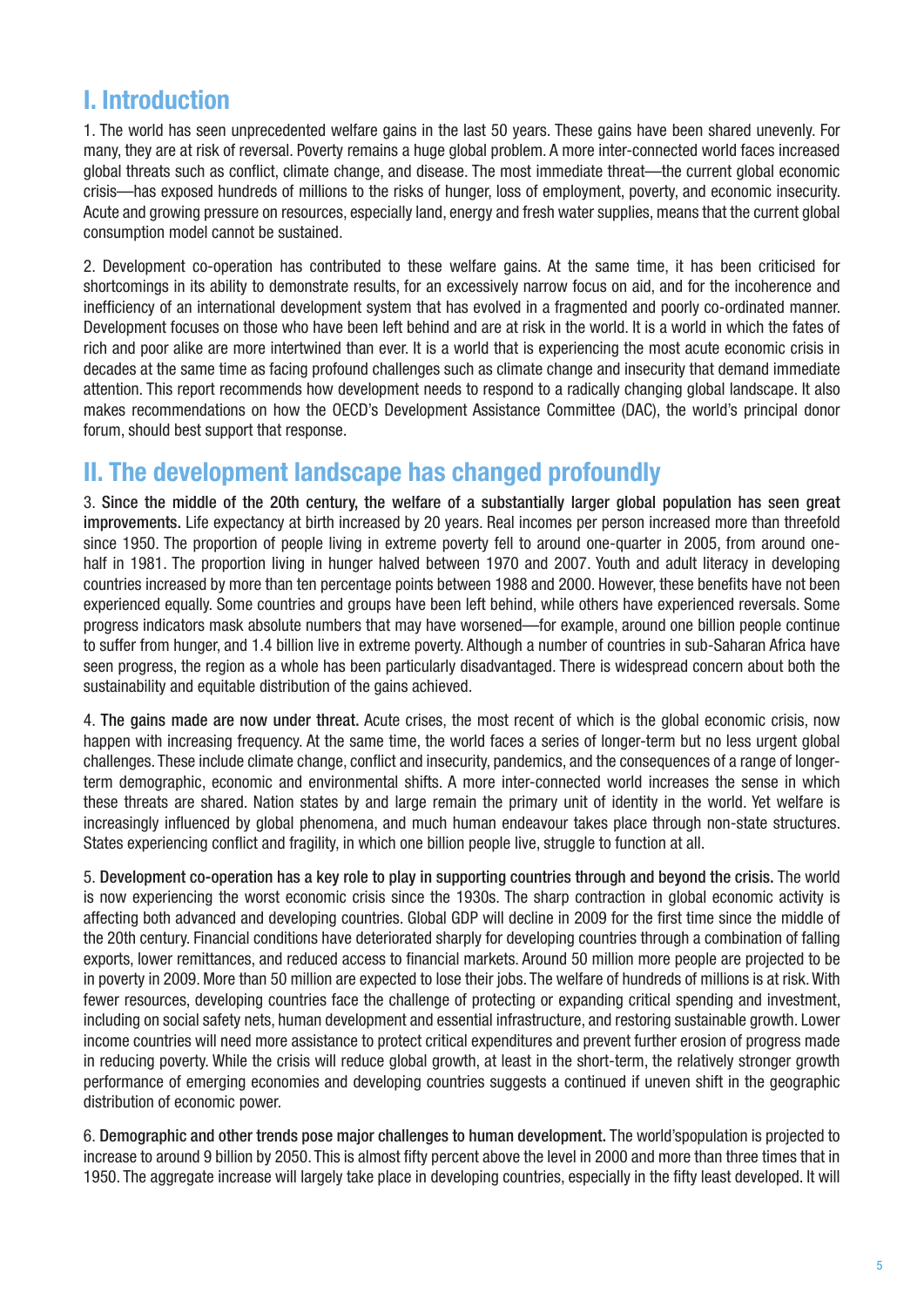# I. Introduction

1. The world has seen unprecedented welfare gains in the last 50 years. These gains have been shared unevenly. For many, they are at risk of reversal. Poverty remains a huge global problem. A more inter-connected world faces increased global threats such as conflict, climate change, and disease. The most immediate threat—the current global economic crisis—has exposed hundreds of millions to the risks of hunger, loss of employment, poverty, and economic insecurity. Acute and growing pressure on resources, especially land, energy and fresh water supplies, means that the current global consumption model cannot be sustained.

2. Development co-operation has contributed to these welfare gains. At the same time, it has been criticised for shortcomings in its ability to demonstrate results, for an excessively narrow focus on aid, and for the incoherence and inefficiency of an international development system that has evolved in a fragmented and poorly co-ordinated manner. Development focuses on those who have been left behind and are at risk in the world. It is a world in which the fates of rich and poor alike are more intertwined than ever. It is a world that is experiencing the most acute economic crisis in decades at the same time as facing profound challenges such as climate change and insecurity that demand immediate attention. This report recommends how development needs to respond to a radically changing global landscape. It also makes recommendations on how the OECD's Development Assistance Committee (DAC), the world's principal donor forum, should best support that response.

# II. The development landscape has changed profoundly

3. **Since the middle of the 20th century, the welfare of a substantially larger global population has seen great improvements.** Life expectancy at birth increased by 20 years. Real incomes per person increased more than threefold since 1950. The proportion of people living in extreme poverty fell to around one-quarter in 2005, from around one-half in 1981. The proportion living in hunger halved between 1970 and 2007. Youth and adult literacy in developing countries increased by more than ten percentage points between 1988 and 2000. However, these benefits have not been experienced equally. Some countries and groups have been left behind, while others have experienced reversals. Some progress indicators mask absolute numbers that may have worsened—for example, around one billion people continue to suffer from hunger, and 1.4 billion live in extreme poverty. Although a number of countries in sub-Saharan Africa have seen progress, the region as a whole has been particularly disadvantaged. There is widespread concern about both the sustainability and equitable distribution of the gains achieved.

4. **The gains made are now under threat.** Acute crises, the most recent of which is the global economic crisis, now happen with increasing frequency. At the same time, the world faces a series of longer-term but no less urgent global challenges. These include climate change, conflict and insecurity, pandemics, and the consequences of a range of longer-term demographic, economic and environmental shifts. A more inter-connected world increases the sense in which these threats are shared. Nation states by and large remain the primary unit of identity in the world. Yet welfare is increasingly influenced by global phenomena, and much human endeavour takes place through non-state structures. States experiencing conflict and fragility, in which one billion people live, struggle to function at all.

5. **Development co-operation has a key role to play in supporting countries through and beyond the crisis.** The world is now experiencing the worst economic crisis since the 1930s. The sharp contraction in global economic activity is affecting both advanced and developing countries. Global GDP will decline in 2009 for the first time since the middle of the 20th century. Financial conditions have deteriorated sharply for developing countries through a combination of falling exports, lower remittances, and reduced access to financial markets. Around 50 million more people are projected to be in poverty in 2009. More than 50 million are expected to lose their jobs. The welfare of hundreds of millions is at risk. With fewer resources, developing countries face the challenge of protecting or expanding critical spending and investment, including on social safety nets, human development and essential infrastructure, and restoring sustainable growth. Lower income countries will need more assistance to protect critical expenditures and prevent further erosion of progress made in reducing poverty. While the crisis will reduce global growth, at least in the short-term, the relatively stronger growth performance of emerging economies and developing countries suggests a continued if uneven shift in the geographic distribution of economic power.

6. **Demographic and other trends pose major challenges to human development.** The world'spopulation is projected to increase to around 9 billion by 2050. This is almost fifty percent above the level in 2000 and more than three times that in 1950. The aggregate increase will largely take place in developing countries, especially in the fifty least developed. It will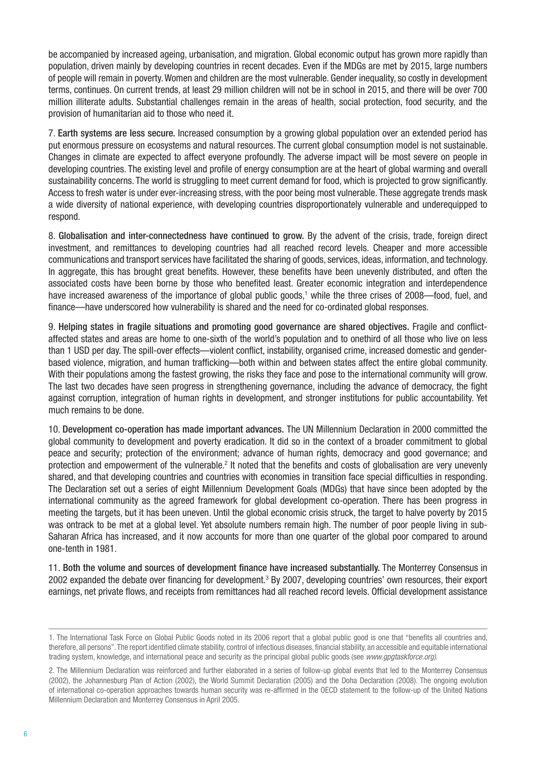be accompanied by increased ageing, urbanisation, and migration. Global economic output has grown more rapidly than population, driven mainly by developing countries in recent decades. Even if the MDGs are met by 2015, large numbers of people will remain in poverty. Women and children are the most vulnerable. Gender inequality, so costly in development terms, continues. On current trends, at least 29 million children will not be in school in 2015, and there will be over 700 million illiterate adults. Substantial challenges remain in the areas of health, social protection, food security, and the provision of humanitarian aid to those who need it.

7. **Earth systems are less secure.** Increased consumption by a growing global population over an extended period has put enormous pressure on ecosystems and natural resources. The current global consumption model is not sustainable. Changes in climate are expected to affect everyone profoundly. The adverse impact will be most severe on people in developing countries. The existing level and profile of energy consumption are at the heart of global warming and overall sustainability concerns. The world is struggling to meet current demand for food, which is projected to grow significantly. Access to fresh water is under ever-increasing stress, with the poor being most vulnerable. These aggregate trends mask a wide diversity of national experience, with developing countries disproportionately vulnerable and underequipped to respond.

8. **Globalisation and inter-connectedness have continued to grow.** By the advent of the crisis, trade, foreign direct investment, and remittances to developing countries had all reached record levels. Cheaper and more accessible communications and transport services have facilitated the sharing of goods, services, ideas, information, and technology. In aggregate, this has brought great benefits. However, these benefits have been unevenly distributed, and often the associated costs have been borne by those who benefited least. Greater economic integration and interdependence have increased awareness of the importance of global public goods,[1] while the three crises of 2008—food, fuel, and finance—have underscored how vulnerability is shared and the need for co-ordinated global responses.

9. **Helping states in fragile situations and promoting good governance are shared objectives.** Fragile and conflict-affected states and areas are home to one-sixth of the world's population and to onethird of all those who live on less than 1 USD per day. The spill-over effects—violent conflict, instability, organised crime, increased domestic and gender-based violence, migration, and human trafficking—both within and between states affect the entire global community. With their populations among the fastest growing, the risks they face and pose to the international community will grow. The last two decades have seen progress in strengthening governance, including the advance of democracy, the fight against corruption, integration of human rights in development, and stronger institutions for public accountability. Yet much remains to be done.

10. **Development co-operation has made important advances.** The UN Millennium Declaration in 2000 committed the global community to development and poverty eradication. It did so in the context of a broader commitment to global peace and security; protection of the environment; advance of human rights, democracy and good governance; and protection and empowerment of the vulnerable.[2] It noted that the benefits and costs of globalisation are very unevenly shared, and that developing countries and countries with economies in transition face special difficulties in responding. The Declaration set out a series of eight Millennium Development Goals (MDGs) that have since been adopted by the international community as the agreed framework for global development co-operation. There has been progress in meeting the targets, but it has been uneven. Until the global economic crisis struck, the target to halve poverty by 2015 was ontrack to be met at a global level. Yet absolute numbers remain high. The number of poor people living in sub-Saharan Africa has increased, and it now accounts for more than one quarter of the global poor compared to around one-tenth in 1981.

11. **Both the volume and sources of development finance have increased substantially.** The Monterrey Consensus in 2002 expanded the debate over financing for development.[3] By 2007, developing countries' own resources, their export earnings, net private flows, and receipts from remittances had all reached record levels. Official development assistance

---

1. The International Task Force on Global Public Goods noted in its 2006 report that a global public good is one that "benefits all countries and, therefore, all persons". The report identified climate stability, control of infectious diseases, financial stability, an accessible and equitable international trading system, knowledge, and international peace and security as the principal global public goods (see *www.gpgtaskforce.org).*

2. The Millennium Declaration was reinforced and further elaborated in a series of follow-up global events that led to the Monterrey Consensus (2002), the Johannesburg Plan of Action (2002), the World Summit Declaration (2005) and the Doha Declaration (2008). The ongoing evolution of international co-operation approaches towards human security was re-affirmed in the OECD statement to the follow-up of the United Nations Millennium Declaration and Monterrey Consensus in April 2005.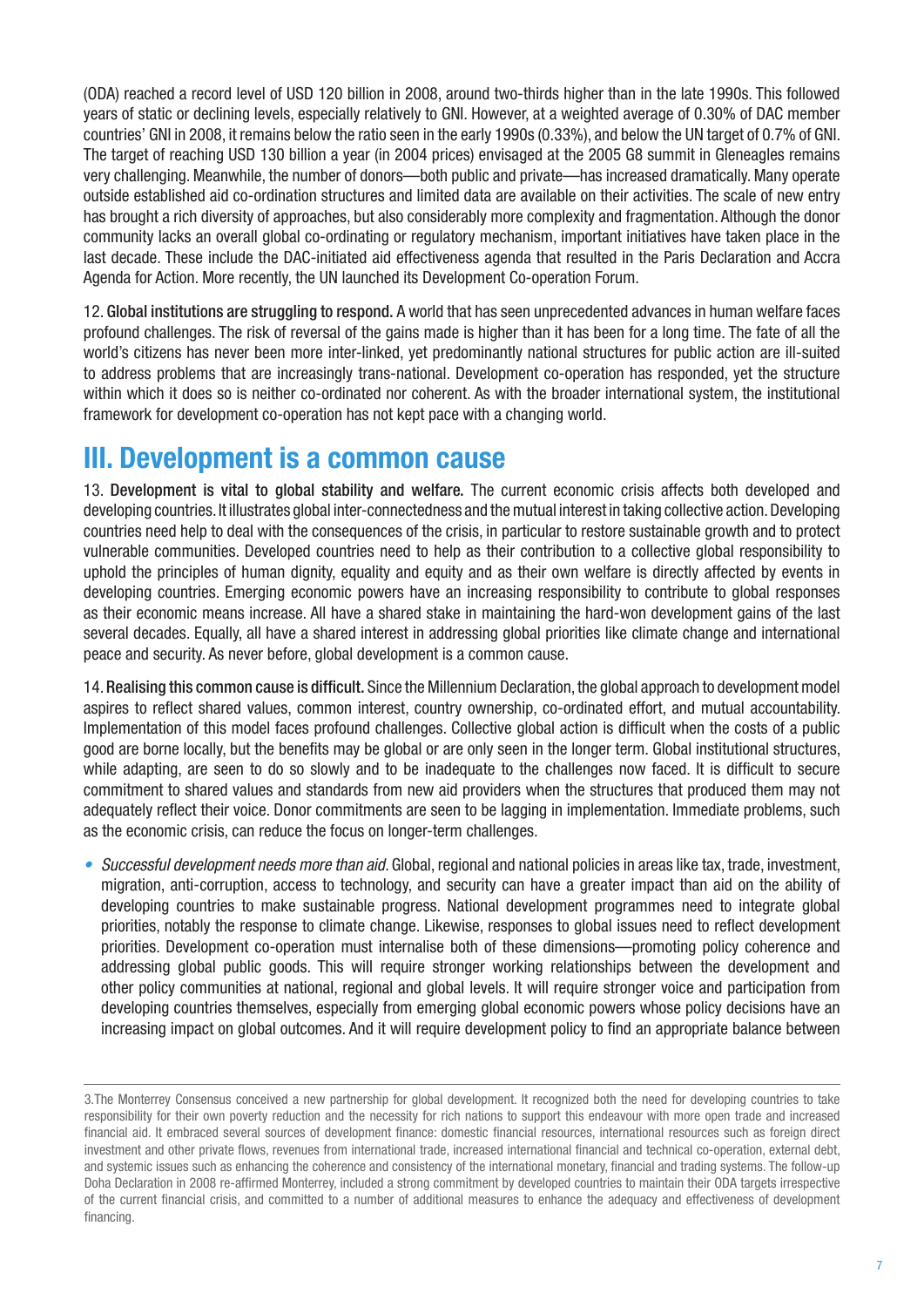(ODA) reached a record level of USD 120 billion in 2008, around two-thirds higher than in the late 1990s. This followed years of static or declining levels, especially relatively to GNI. However, at a weighted average of 0.30% of DAC member countries' GNI in 2008, it remains below the ratio seen in the early 1990s (0.33%), and below the UN target of 0.7% of GNI. The target of reaching USD 130 billion a year (in 2004 prices) envisaged at the 2005 G8 summit in Gleneagles remains very challenging. Meanwhile, the number of donors—both public and private—has increased dramatically. Many operate outside established aid co-ordination structures and limited data are available on their activities. The scale of new entry has brought a rich diversity of approaches, but also considerably more complexity and fragmentation. Although the donor community lacks an overall global co-ordinating or regulatory mechanism, important initiatives have taken place in the last decade. These include the DAC-initiated aid effectiveness agenda that resulted in the Paris Declaration and Accra Agenda for Action. More recently, the UN launched its Development Co-operation Forum.

12. **Global institutions are struggling to respond.** A world that has seen unprecedented advances in human welfare faces profound challenges. The risk of reversal of the gains made is higher than it has been for a long time. The fate of all the world's citizens has never been more inter-linked, yet predominantly national structures for public action are ill-suited to address problems that are increasingly trans-national. Development co-operation has responded, yet the structure within which it does so is neither co-ordinated nor coherent. As with the broader international system, the institutional framework for development co-operation has not kept pace with a changing world.

## III. Development is a common cause

13. **Development is vital to global stability and welfare.** The current economic crisis affects both developed and developing countries. It illustrates global inter-connectedness and the mutual interest in taking collective action. Developing countries need help to deal with the consequences of the crisis, in particular to restore sustainable growth and to protect vulnerable communities. Developed countries need to help as their contribution to a collective global responsibility to uphold the principles of human dignity, equality and equity and as their own welfare is directly affected by events in developing countries. Emerging economic powers have an increasing responsibility to contribute to global responses as their economic means increase. All have a shared stake in maintaining the hard-won development gains of the last several decades. Equally, all have a shared interest in addressing global priorities like climate change and international peace and security. As never before, global development is a common cause.

14. **Realising this common cause is difficult.** Since the Millennium Declaration, the global approach to development model aspires to reflect shared values, common interest, country ownership, co-ordinated effort, and mutual accountability. Implementation of this model faces profound challenges. Collective global action is difficult when the costs of a public good are borne locally, but the benefits may be global or are only seen in the longer term. Global institutional structures, while adapting, are seen to do so slowly and to be inadequate to the challenges now faced. It is difficult to secure commitment to shared values and standards from new aid providers when the structures that produced them may not adequately reflect their voice. Donor commitments are seen to be lagging in implementation. Immediate problems, such as the economic crisis, can reduce the focus on longer-term challenges.

- *Successful development needs more than aid.* Global, regional and national policies in areas like tax, trade, investment, migration, anti-corruption, access to technology, and security can have a greater impact than aid on the ability of developing countries to make sustainable progress. National development programmes need to integrate global priorities, notably the response to climate change. Likewise, responses to global issues need to reflect development priorities. Development co-operation must internalise both of these dimensions—promoting policy coherence and addressing global public goods. This will require stronger working relationships between the development and other policy communities at national, regional and global levels. It will require stronger voice and participation from developing countries themselves, especially from emerging global economic powers whose policy decisions have an increasing impact on global outcomes. And it will require development policy to find an appropriate balance between

---

3.The Monterrey Consensus conceived a new partnership for global development. It recognized both the need for developing countries to take responsibility for their own poverty reduction and the necessity for rich nations to support this endeavour with more open trade and increased financial aid. It embraced several sources of development finance: domestic financial resources, international resources such as foreign direct investment and other private flows, revenues from international trade, increased international financial and technical co-operation, external debt, and systemic issues such as enhancing the coherence and consistency of the international monetary, financial and trading systems. The follow-up Doha Declaration in 2008 re-affirmed Monterrey, included a strong commitment by developed countries to maintain their ODA targets irrespective of the current financial crisis, and committed to a number of additional measures to enhance the adequacy and effectiveness of development financing.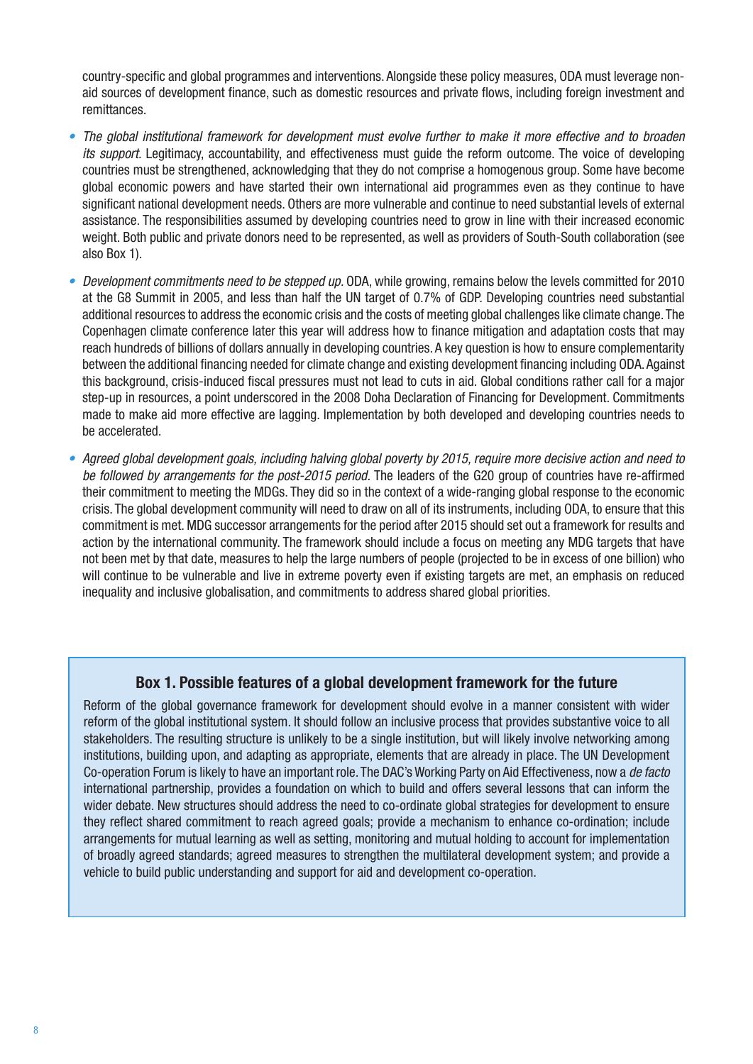country-specific and global programmes and interventions. Alongside these policy measures, ODA must leverage non-aid sources of development finance, such as domestic resources and private flows, including foreign investment and remittances.

- *The global institutional framework for development must evolve further to make it more effective and to broaden its support.* Legitimacy, accountability, and effectiveness must guide the reform outcome. The voice of developing countries must be strengthened, acknowledging that they do not comprise a homogenous group. Some have become global economic powers and have started their own international aid programmes even as they continue to have significant national development needs. Others are more vulnerable and continue to need substantial levels of external assistance. The responsibilities assumed by developing countries need to grow in line with their increased economic weight. Both public and private donors need to be represented, as well as providers of South-South collaboration (see also Box 1).

- *Development commitments need to be stepped up.* ODA, while growing, remains below the levels committed for 2010 at the G8 Summit in 2005, and less than half the UN target of 0.7% of GDP. Developing countries need substantial additional resources to address the economic crisis and the costs of meeting global challenges like climate change. The Copenhagen climate conference later this year will address how to finance mitigation and adaptation costs that may reach hundreds of billions of dollars annually in developing countries. A key question is how to ensure complementarity between the additional financing needed for climate change and existing development financing including ODA. Against this background, crisis-induced fiscal pressures must not lead to cuts in aid. Global conditions rather call for a major step-up in resources, a point underscored in the 2008 Doha Declaration of Financing for Development. Commitments made to make aid more effective are lagging. Implementation by both developed and developing countries needs to be accelerated.

- *Agreed global development goals, including halving global poverty by 2015, require more decisive action and need to be followed by arrangements for the post-2015 period.* The leaders of the G20 group of countries have re-affirmed their commitment to meeting the MDGs. They did so in the context of a wide-ranging global response to the economic crisis. The global development community will need to draw on all of its instruments, including ODA, to ensure that this commitment is met. MDG successor arrangements for the period after 2015 should set out a framework for results and action by the international community. The framework should include a focus on meeting any MDG targets that have not been met by that date, measures to help the large numbers of people (projected to be in excess of one billion) who will continue to be vulnerable and live in extreme poverty even if existing targets are met, an emphasis on reduced inequality and inclusive globalisation, and commitments to address shared global priorities.

### Box 1. Possible features of a global development framework for the future

Reform of the global governance framework for development should evolve in a manner consistent with wider reform of the global institutional system. It should follow an inclusive process that provides substantive voice to all stakeholders. The resulting structure is unlikely to be a single institution, but will likely involve networking among institutions, building upon, and adapting as appropriate, elements that are already in place. The UN Development Co-operation Forum is likely to have an important role. The DAC's Working Party on Aid Effectiveness, now a *de facto* international partnership, provides a foundation on which to build and offers several lessons that can inform the wider debate. New structures should address the need to co-ordinate global strategies for development to ensure they reflect shared commitment to reach agreed goals; provide a mechanism to enhance co-ordination; include arrangements for mutual learning as well as setting, monitoring and mutual holding to account for implementation of broadly agreed standards; agreed measures to strengthen the multilateral development system; and provide a vehicle to build public understanding and support for aid and development co-operation.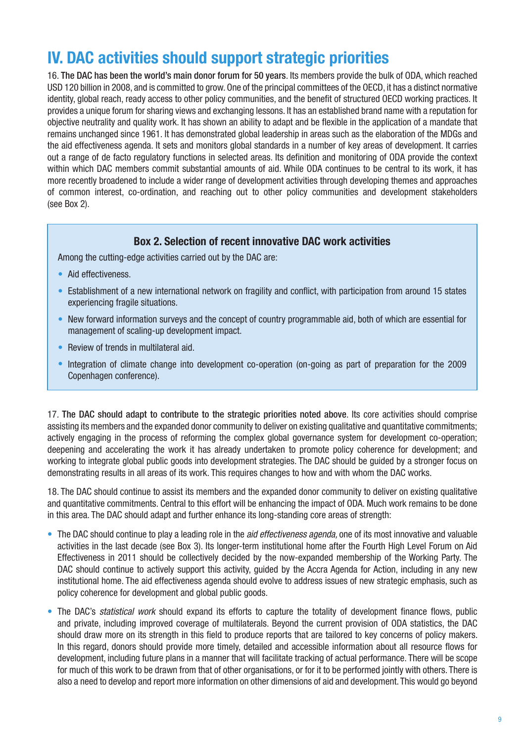# IV. DAC activities should support strategic priorities

16. **The DAC has been the world's main donor forum for 50 years**. Its members provide the bulk of ODA, which reached USD 120 billion in 2008, and is committed to grow. One of the principal committees of the OECD, it has a distinct normative identity, global reach, ready access to other policy communities, and the benefit of structured OECD working practices. It provides a unique forum for sharing views and exchanging lessons. It has an established brand name with a reputation for objective neutrality and quality work. It has shown an ability to adapt and be flexible in the application of a mandate that remains unchanged since 1961. It has demonstrated global leadership in areas such as the elaboration of the MDGs and the aid effectiveness agenda. It sets and monitors global standards in a number of key areas of development. It carries out a range of de facto regulatory functions in selected areas. Its definition and monitoring of ODA provide the context within which DAC members commit substantial amounts of aid. While ODA continues to be central to its work, it has more recently broadened to include a wider range of development activities through developing themes and approaches of common interest, co-ordination, and reaching out to other policy communities and development stakeholders (see Box 2).

> **Box 2. Selection of recent innovative DAC work activities**
>
> Among the cutting-edge activities carried out by the DAC are:
>
> - Aid effectiveness.
> - Establishment of a new international network on fragility and conflict, with participation from around 15 states experiencing fragile situations.
> - New forward information surveys and the concept of country programmable aid, both of which are essential for management of scaling-up development impact.
> - Review of trends in multilateral aid.
> - Integration of climate change into development co-operation (on-going as part of preparation for the 2009 Copenhagen conference).

17. **The DAC should adapt to contribute to the strategic priorities noted above**. Its core activities should comprise assisting its members and the expanded donor community to deliver on existing qualitative and quantitative commitments; actively engaging in the process of reforming the complex global governance system for development co-operation; deepening and accelerating the work it has already undertaken to promote policy coherence for development; and working to integrate global public goods into development strategies. The DAC should be guided by a stronger focus on demonstrating results in all areas of its work. This requires changes to how and with whom the DAC works.

18. The DAC should continue to assist its members and the expanded donor community to deliver on existing qualitative and quantitative commitments. Central to this effort will be enhancing the impact of ODA. Much work remains to be done in this area. The DAC should adapt and further enhance its long-standing core areas of strength:

- The DAC should continue to play a leading role in the *aid effectiveness agenda,* one of its most innovative and valuable activities in the last decade (see Box 3). Its longer-term institutional home after the Fourth High Level Forum on Aid Effectiveness in 2011 should be collectively decided by the now-expanded membership of the Working Party. The DAC should continue to actively support this activity, guided by the Accra Agenda for Action, including in any new institutional home. The aid effectiveness agenda should evolve to address issues of new strategic emphasis, such as policy coherence for development and global public goods.
- The DAC's *statistical work* should expand its efforts to capture the totality of development finance flows, public and private, including improved coverage of multilaterals. Beyond the current provision of ODA statistics, the DAC should draw more on its strength in this field to produce reports that are tailored to key concerns of policy makers. In this regard, donors should provide more timely, detailed and accessible information about all resource flows for development, including future plans in a manner that will facilitate tracking of actual performance. There will be scope for much of this work to be drawn from that of other organisations, or for it to be performed jointly with others. There is also a need to develop and report more information on other dimensions of aid and development. This would go beyond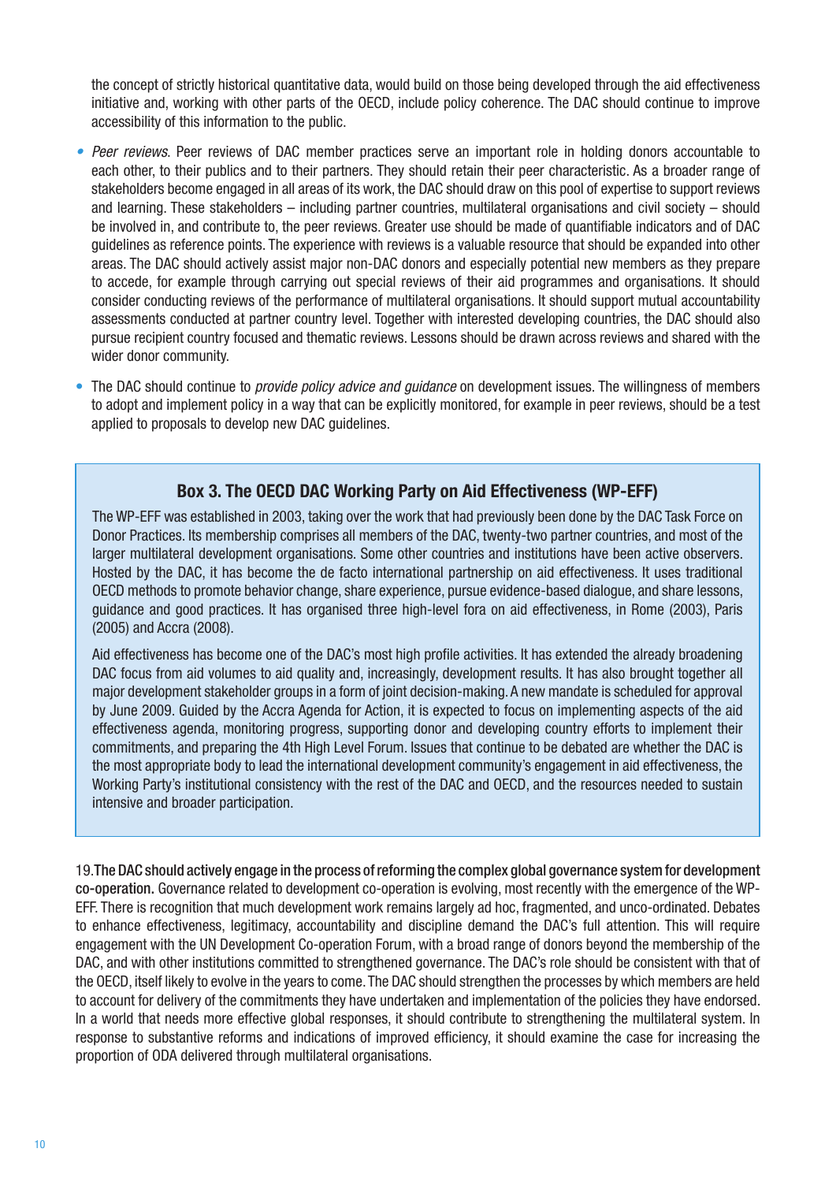the concept of strictly historical quantitative data, would build on those being developed through the aid effectiveness initiative and, working with other parts of the OECD, include policy coherence. The DAC should continue to improve accessibility of this information to the public.

- *Peer reviews*. Peer reviews of DAC member practices serve an important role in holding donors accountable to each other, to their publics and to their partners. They should retain their peer characteristic. As a broader range of stakeholders become engaged in all areas of its work, the DAC should draw on this pool of expertise to support reviews and learning. These stakeholders – including partner countries, multilateral organisations and civil society – should be involved in, and contribute to, the peer reviews. Greater use should be made of quantifiable indicators and of DAC guidelines as reference points. The experience with reviews is a valuable resource that should be expanded into other areas. The DAC should actively assist major non-DAC donors and especially potential new members as they prepare to accede, for example through carrying out special reviews of their aid programmes and organisations. It should consider conducting reviews of the performance of multilateral organisations. It should support mutual accountability assessments conducted at partner country level. Together with interested developing countries, the DAC should also pursue recipient country focused and thematic reviews. Lessons should be drawn across reviews and shared with the wider donor community.
- The DAC should continue to *provide policy advice and guidance* on development issues. The willingness of members to adopt and implement policy in a way that can be explicitly monitored, for example in peer reviews, should be a test applied to proposals to develop new DAC guidelines.

### Box 3. The OECD DAC Working Party on Aid Effectiveness (WP-EFF)

The WP-EFF was established in 2003, taking over the work that had previously been done by the DAC Task Force on Donor Practices. Its membership comprises all members of the DAC, twenty-two partner countries, and most of the larger multilateral development organisations. Some other countries and institutions have been active observers. Hosted by the DAC, it has become the de facto international partnership on aid effectiveness. It uses traditional OECD methods to promote behavior change, share experience, pursue evidence-based dialogue, and share lessons, guidance and good practices. It has organised three high-level fora on aid effectiveness, in Rome (2003), Paris (2005) and Accra (2008).

Aid effectiveness has become one of the DAC's most high profile activities. It has extended the already broadening DAC focus from aid volumes to aid quality and, increasingly, development results. It has also brought together all major development stakeholder groups in a form of joint decision-making. A new mandate is scheduled for approval by June 2009. Guided by the Accra Agenda for Action, it is expected to focus on implementing aspects of the aid effectiveness agenda, monitoring progress, supporting donor and developing country efforts to implement their commitments, and preparing the 4th High Level Forum. Issues that continue to be debated are whether the DAC is the most appropriate body to lead the international development community's engagement in aid effectiveness, the Working Party's institutional consistency with the rest of the DAC and OECD, and the resources needed to sustain intensive and broader participation.

19. **The DAC should actively engage in the process of reforming the complex global governance system for development co-operation.** Governance related to development co-operation is evolving, most recently with the emergence of the WP-EFF. There is recognition that much development work remains largely ad hoc, fragmented, and unco-ordinated. Debates to enhance effectiveness, legitimacy, accountability and discipline demand the DAC's full attention. This will require engagement with the UN Development Co-operation Forum, with a broad range of donors beyond the membership of the DAC, and with other institutions committed to strengthened governance. The DAC's role should be consistent with that of the OECD, itself likely to evolve in the years to come. The DAC should strengthen the processes by which members are held to account for delivery of the commitments they have undertaken and implementation of the policies they have endorsed. In a world that needs more effective global responses, it should contribute to strengthening the multilateral system. In response to substantive reforms and indications of improved efficiency, it should examine the case for increasing the proportion of ODA delivered through multilateral organisations.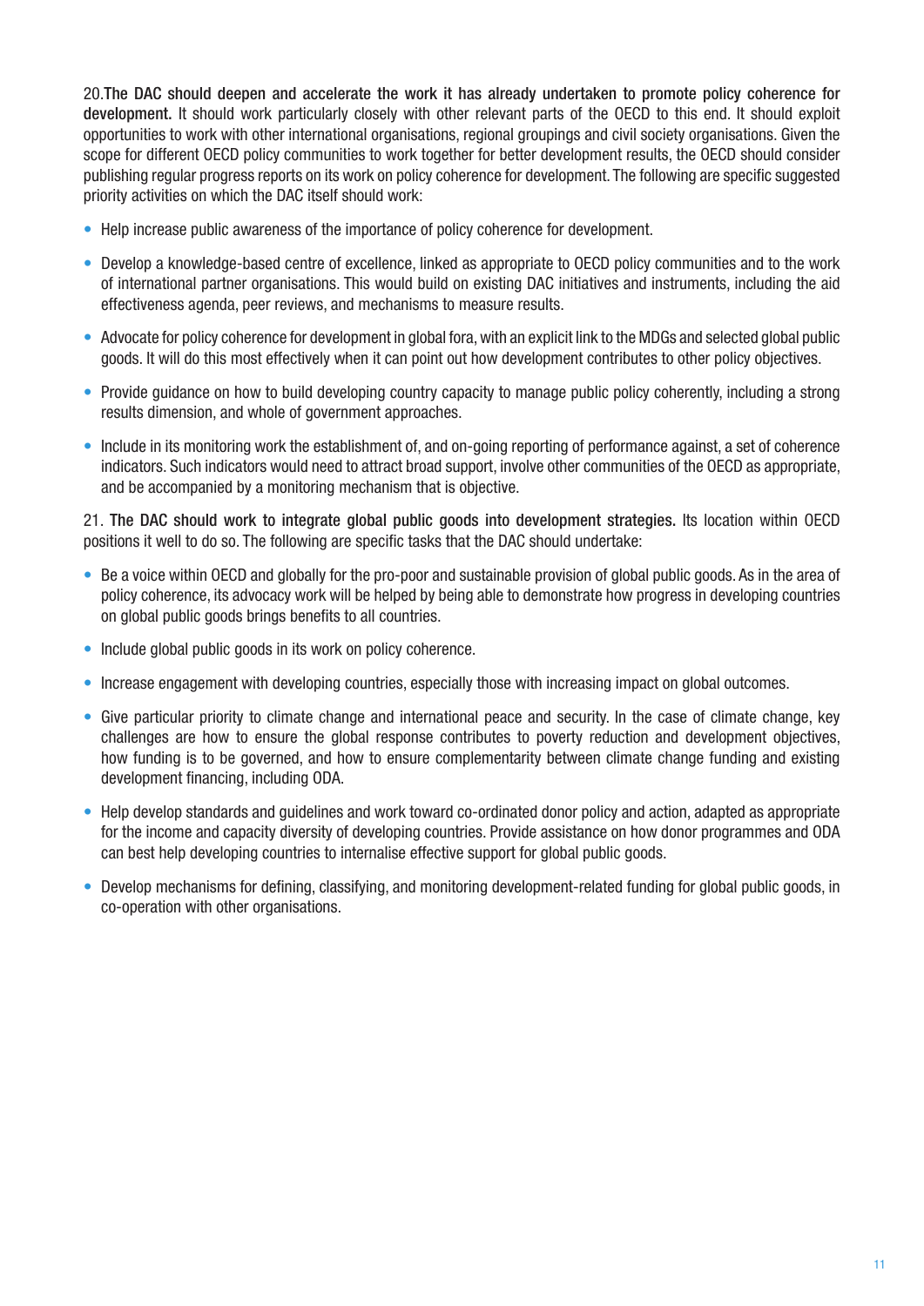20. **The DAC should deepen and accelerate the work it has already undertaken to promote policy coherence for development.** It should work particularly closely with other relevant parts of the OECD to this end. It should exploit opportunities to work with other international organisations, regional groupings and civil society organisations. Given the scope for different OECD policy communities to work together for better development results, the OECD should consider publishing regular progress reports on its work on policy coherence for development. The following are specific suggested priority activities on which the DAC itself should work:

- Help increase public awareness of the importance of policy coherence for development.
- Develop a knowledge-based centre of excellence, linked as appropriate to OECD policy communities and to the work of international partner organisations. This would build on existing DAC initiatives and instruments, including the aid effectiveness agenda, peer reviews, and mechanisms to measure results.
- Advocate for policy coherence for development in global fora, with an explicit link to the MDGs and selected global public goods. It will do this most effectively when it can point out how development contributes to other policy objectives.
- Provide guidance on how to build developing country capacity to manage public policy coherently, including a strong results dimension, and whole of government approaches.
- Include in its monitoring work the establishment of, and on-going reporting of performance against, a set of coherence indicators. Such indicators would need to attract broad support, involve other communities of the OECD as appropriate, and be accompanied by a monitoring mechanism that is objective.

21. **The DAC should work to integrate global public goods into development strategies.** Its location within OECD positions it well to do so. The following are specific tasks that the DAC should undertake:

- Be a voice within OECD and globally for the pro-poor and sustainable provision of global public goods. As in the area of policy coherence, its advocacy work will be helped by being able to demonstrate how progress in developing countries on global public goods brings benefits to all countries.
- Include global public goods in its work on policy coherence.
- Increase engagement with developing countries, especially those with increasing impact on global outcomes.
- Give particular priority to climate change and international peace and security. In the case of climate change, key challenges are how to ensure the global response contributes to poverty reduction and development objectives, how funding is to be governed, and how to ensure complementarity between climate change funding and existing development financing, including ODA.
- Help develop standards and guidelines and work toward co-ordinated donor policy and action, adapted as appropriate for the income and capacity diversity of developing countries. Provide assistance on how donor programmes and ODA can best help developing countries to internalise effective support for global public goods.
- Develop mechanisms for defining, classifying, and monitoring development-related funding for global public goods, in co-operation with other organisations.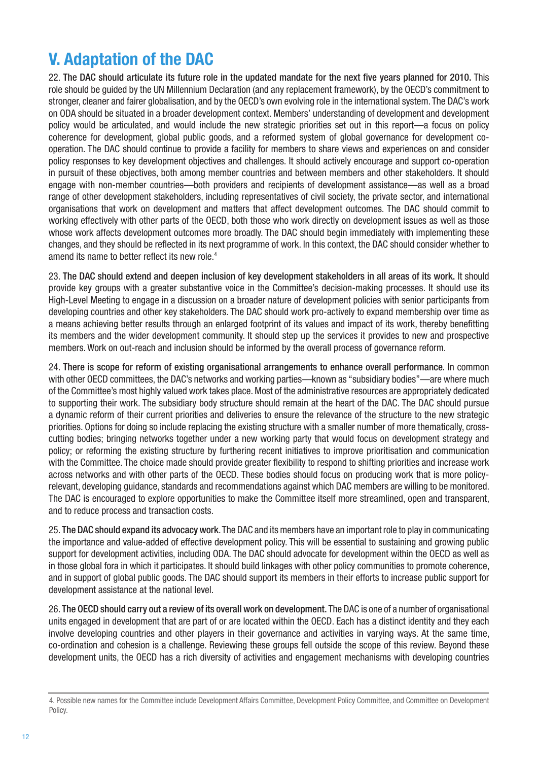# V. Adaptation of the DAC

22. **The DAC should articulate its future role in the updated mandate for the next five years planned for 2010.** This role should be guided by the UN Millennium Declaration (and any replacement framework), by the OECD's commitment to stronger, cleaner and fairer globalisation, and by the OECD's own evolving role in the international system. The DAC's work on ODA should be situated in a broader development context. Members' understanding of development and development policy would be articulated, and would include the new strategic priorities set out in this report—a focus on policy coherence for development, global public goods, and a reformed system of global governance for development co-operation. The DAC should continue to provide a facility for members to share views and experiences on and consider policy responses to key development objectives and challenges. It should actively encourage and support co-operation in pursuit of these objectives, both among member countries and between members and other stakeholders. It should engage with non-member countries—both providers and recipients of development assistance—as well as a broad range of other development stakeholders, including representatives of civil society, the private sector, and international organisations that work on development and matters that affect development outcomes. The DAC should commit to working effectively with other parts of the OECD, both those who work directly on development issues as well as those whose work affects development outcomes more broadly. The DAC should begin immediately with implementing these changes, and they should be reflected in its next programme of work. In this context, the DAC should consider whether to amend its name to better reflect its new role.[4]

23. **The DAC should extend and deepen inclusion of key development stakeholders in all areas of its work.** It should provide key groups with a greater substantive voice in the Committee's decision-making processes. It should use its High-Level Meeting to engage in a discussion on a broader nature of development policies with senior participants from developing countries and other key stakeholders. The DAC should work pro-actively to expand membership over time as a means achieving better results through an enlarged footprint of its values and impact of its work, thereby benefitting its members and the wider development community. It should step up the services it provides to new and prospective members. Work on out-reach and inclusion should be informed by the overall process of governance reform.

24. **There is scope for reform of existing organisational arrangements to enhance overall performance.** In common with other OECD committees, the DAC's networks and working parties—known as "subsidiary bodies"—are where much of the Committee's most highly valued work takes place. Most of the administrative resources are appropriately dedicated to supporting their work. The subsidiary body structure should remain at the heart of the DAC. The DAC should pursue a dynamic reform of their current priorities and deliveries to ensure the relevance of the structure to the new strategic priorities. Options for doing so include replacing the existing structure with a smaller number of more thematically, cross-cutting bodies; bringing networks together under a new working party that would focus on development strategy and policy; or reforming the existing structure by furthering recent initiatives to improve prioritisation and communication with the Committee. The choice made should provide greater flexibility to respond to shifting priorities and increase work across networks and with other parts of the OECD. These bodies should focus on producing work that is more policy-relevant, developing guidance, standards and recommendations against which DAC members are willing to be monitored. The DAC is encouraged to explore opportunities to make the Committee itself more streamlined, open and transparent, and to reduce process and transaction costs.

25. **The DAC should expand its advocacy work.** The DAC and its members have an important role to play in communicating the importance and value-added of effective development policy. This will be essential to sustaining and growing public support for development activities, including ODA. The DAC should advocate for development within the OECD as well as in those global fora in which it participates. It should build linkages with other policy communities to promote coherence, and in support of global public goods. The DAC should support its members in their efforts to increase public support for development assistance at the national level.

26. **The OECD should carry out a review of its overall work on development.** The DAC is one of a number of organisational units engaged in development that are part of or are located within the OECD. Each has a distinct identity and they each involve developing countries and other players in their governance and activities in varying ways. At the same time, co-ordination and cohesion is a challenge. Reviewing these groups fell outside the scope of this review. Beyond these development units, the OECD has a rich diversity of activities and engagement mechanisms with developing countries

---

4. Possible new names for the Committee include Development Affairs Committee, Development Policy Committee, and Committee on Development Policy.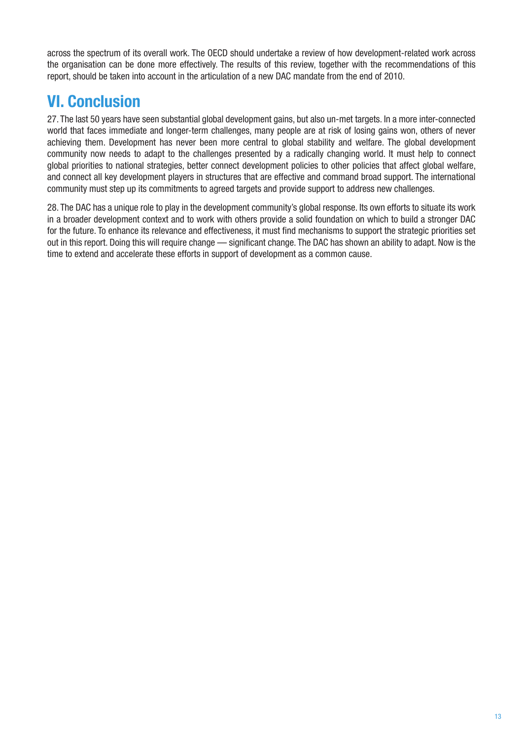across the spectrum of its overall work. The OECD should undertake a review of how development-related work across the organisation can be done more effectively. The results of this review, together with the recommendations of this report, should be taken into account in the articulation of a new DAC mandate from the end of 2010.

# VI. Conclusion

27. The last 50 years have seen substantial global development gains, but also un-met targets. In a more inter-connected world that faces immediate and longer-term challenges, many people are at risk of losing gains won, others of never achieving them. Development has never been more central to global stability and welfare. The global development community now needs to adapt to the challenges presented by a radically changing world. It must help to connect global priorities to national strategies, better connect development policies to other policies that affect global welfare, and connect all key development players in structures that are effective and command broad support. The international community must step up its commitments to agreed targets and provide support to address new challenges.

28. The DAC has a unique role to play in the development community's global response. Its own efforts to situate its work in a broader development context and to work with others provide a solid foundation on which to build a stronger DAC for the future. To enhance its relevance and effectiveness, it must find mechanisms to support the strategic priorities set out in this report. Doing this will require change — significant change. The DAC has shown an ability to adapt. Now is the time to extend and accelerate these efforts in support of development as a common cause.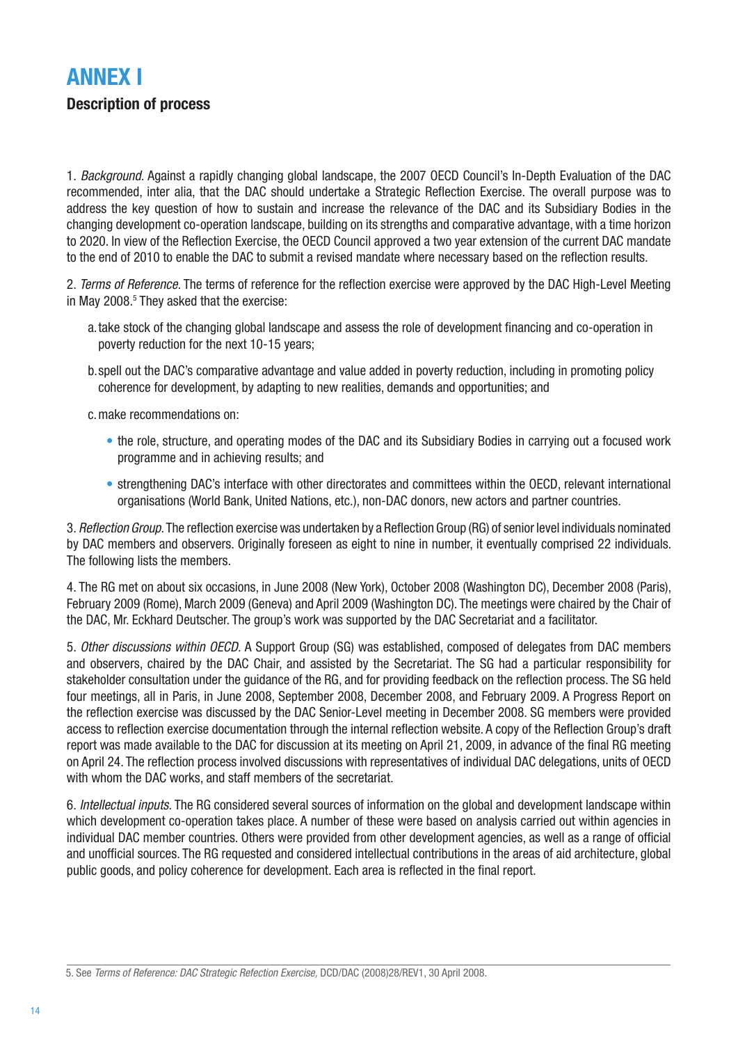# ANNEX I

## Description of process

1. *Background*. Against a rapidly changing global landscape, the 2007 OECD Council's In-Depth Evaluation of the DAC recommended, inter alia, that the DAC should undertake a Strategic Reflection Exercise. The overall purpose was to address the key question of how to sustain and increase the relevance of the DAC and its Subsidiary Bodies in the changing development co-operation landscape, building on its strengths and comparative advantage, with a time horizon to 2020. In view of the Reflection Exercise, the OECD Council approved a two year extension of the current DAC mandate to the end of 2010 to enable the DAC to submit a revised mandate where necessary based on the reflection results.

2. *Terms of Reference*. The terms of reference for the reflection exercise were approved by the DAC High-Level Meeting in May 2008.[5] They asked that the exercise:

   a. take stock of the changing global landscape and assess the role of development financing and co-operation in poverty reduction for the next 10-15 years;

   b. spell out the DAC's comparative advantage and value added in poverty reduction, including in promoting policy coherence for development, by adapting to new realities, demands and opportunities; and

   c. make recommendations on:

   - the role, structure, and operating modes of the DAC and its Subsidiary Bodies in carrying out a focused work programme and in achieving results; and
   - strengthening DAC's interface with other directorates and committees within the OECD, relevant international organisations (World Bank, United Nations, etc.), non-DAC donors, new actors and partner countries.

3. *Reflection Group.* The reflection exercise was undertaken by a Reflection Group (RG) of senior level individuals nominated by DAC members and observers. Originally foreseen as eight to nine in number, it eventually comprised 22 individuals. The following lists the members.

4. The RG met on about six occasions, in June 2008 (New York), October 2008 (Washington DC), December 2008 (Paris), February 2009 (Rome), March 2009 (Geneva) and April 2009 (Washington DC). The meetings were chaired by the Chair of the DAC, Mr. Eckhard Deutscher. The group's work was supported by the DAC Secretariat and a facilitator.

5. *Other discussions within OECD.* A Support Group (SG) was established, composed of delegates from DAC members and observers, chaired by the DAC Chair, and assisted by the Secretariat. The SG had a particular responsibility for stakeholder consultation under the guidance of the RG, and for providing feedback on the reflection process. The SG held four meetings, all in Paris, in June 2008, September 2008, December 2008, and February 2009. A Progress Report on the reflection exercise was discussed by the DAC Senior-Level meeting in December 2008. SG members were provided access to reflection exercise documentation through the internal reflection website. A copy of the Reflection Group's draft report was made available to the DAC for discussion at its meeting on April 21, 2009, in advance of the final RG meeting on April 24. The reflection process involved discussions with representatives of individual DAC delegations, units of OECD with whom the DAC works, and staff members of the secretariat.

6. *Intellectual inputs.* The RG considered several sources of information on the global and development landscape within which development co-operation takes place. A number of these were based on analysis carried out within agencies in individual DAC member countries. Others were provided from other development agencies, as well as a range of official and unofficial sources. The RG requested and considered intellectual contributions in the areas of aid architecture, global public goods, and policy coherence for development. Each area is reflected in the final report.

---

5. See *Terms of Reference: DAC Strategic Refection Exercise,* DCD/DAC (2008)28/REV1, 30 April 2008.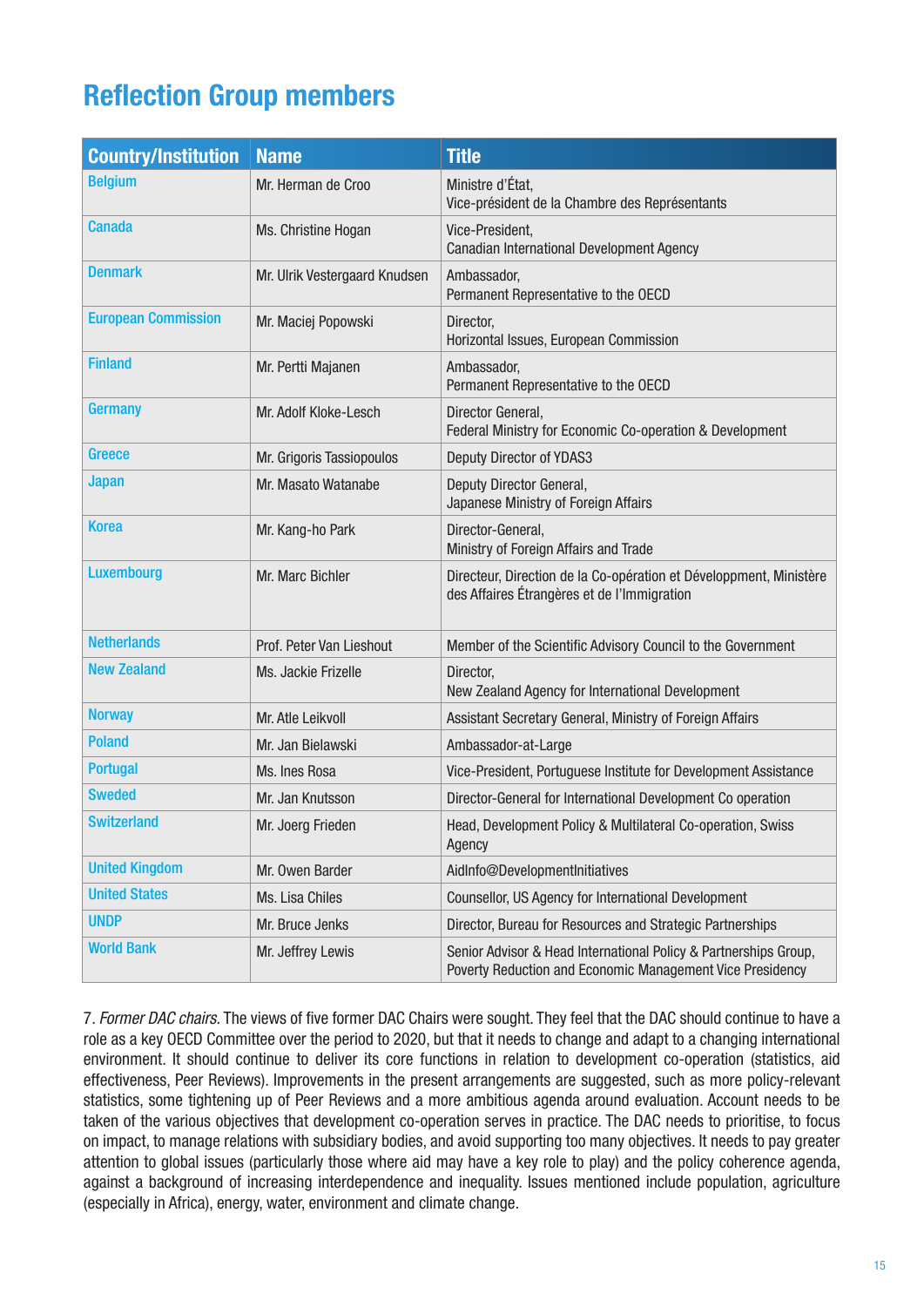# Reflection Group members

| Country/Institution | Name | Title |
|---|---|---|
| Belgium | Mr. Herman de Croo | Ministre d'État, Vice-président de la Chambre des Représentants |
| Canada | Ms. Christine Hogan | Vice-President, Canadian International Development Agency |
| Denmark | Mr. Ulrik Vestergaard Knudsen | Ambassador, Permanent Representative to the OECD |
| European Commission | Mr. Maciej Popowski | Director, Horizontal Issues, European Commission |
| Finland | Mr. Pertti Majanen | Ambassador, Permanent Representative to the OECD |
| Germany | Mr. Adolf Kloke-Lesch | Director General, Federal Ministry for Economic Co-operation & Development |
| Greece | Mr. Grigoris Tassiopoulos | Deputy Director of YDAS3 |
| Japan | Mr. Masato Watanabe | Deputy Director General, Japanese Ministry of Foreign Affairs |
| Korea | Mr. Kang-ho Park | Director-General, Ministry of Foreign Affairs and Trade |
| Luxembourg | Mr. Marc Bichler | Directeur, Direction de la Co-opération et Développment, Ministère des Affaires Étrangères et de l'Immigration |
| Netherlands | Prof. Peter Van Lieshout | Member of the Scientific Advisory Council to the Government |
| New Zealand | Ms. Jackie Frizelle | Director, New Zealand Agency for International Development |
| Norway | Mr. Atle Leikvoll | Assistant Secretary General, Ministry of Foreign Affairs |
| Poland | Mr. Jan Bielawski | Ambassador-at-Large |
| Portugal | Ms. Ines Rosa | Vice-President, Portuguese Institute for Development Assistance |
| Sweded | Mr. Jan Knutsson | Director-General for International Development Co operation |
| Switzerland | Mr. Joerg Frieden | Head, Development Policy & Multilateral Co-operation, Swiss Agency |
| United Kingdom | Mr. Owen Barder | AidInfo@DevelopmentInitiatives |
| United States | Ms. Lisa Chiles | Counsellor, US Agency for International Development |
| UNDP | Mr. Bruce Jenks | Director, Bureau for Resources and Strategic Partnerships |
| World Bank | Mr. Jeffrey Lewis | Senior Advisor & Head International Policy & Partnerships Group, Poverty Reduction and Economic Management Vice Presidency |

7. *Former DAC chairs.* The views of five former DAC Chairs were sought. They feel that the DAC should continue to have a role as a key OECD Committee over the period to 2020, but that it needs to change and adapt to a changing international environment. It should continue to deliver its core functions in relation to development co-operation (statistics, aid effectiveness, Peer Reviews). Improvements in the present arrangements are suggested, such as more policy-relevant statistics, some tightening up of Peer Reviews and a more ambitious agenda around evaluation. Account needs to be taken of the various objectives that development co-operation serves in practice. The DAC needs to prioritise, to focus on impact, to manage relations with subsidiary bodies, and avoid supporting too many objectives. It needs to pay greater attention to global issues (particularly those where aid may have a key role to play) and the policy coherence agenda, against a background of increasing interdependence and inequality. Issues mentioned include population, agriculture (especially in Africa), energy, water, environment and climate change.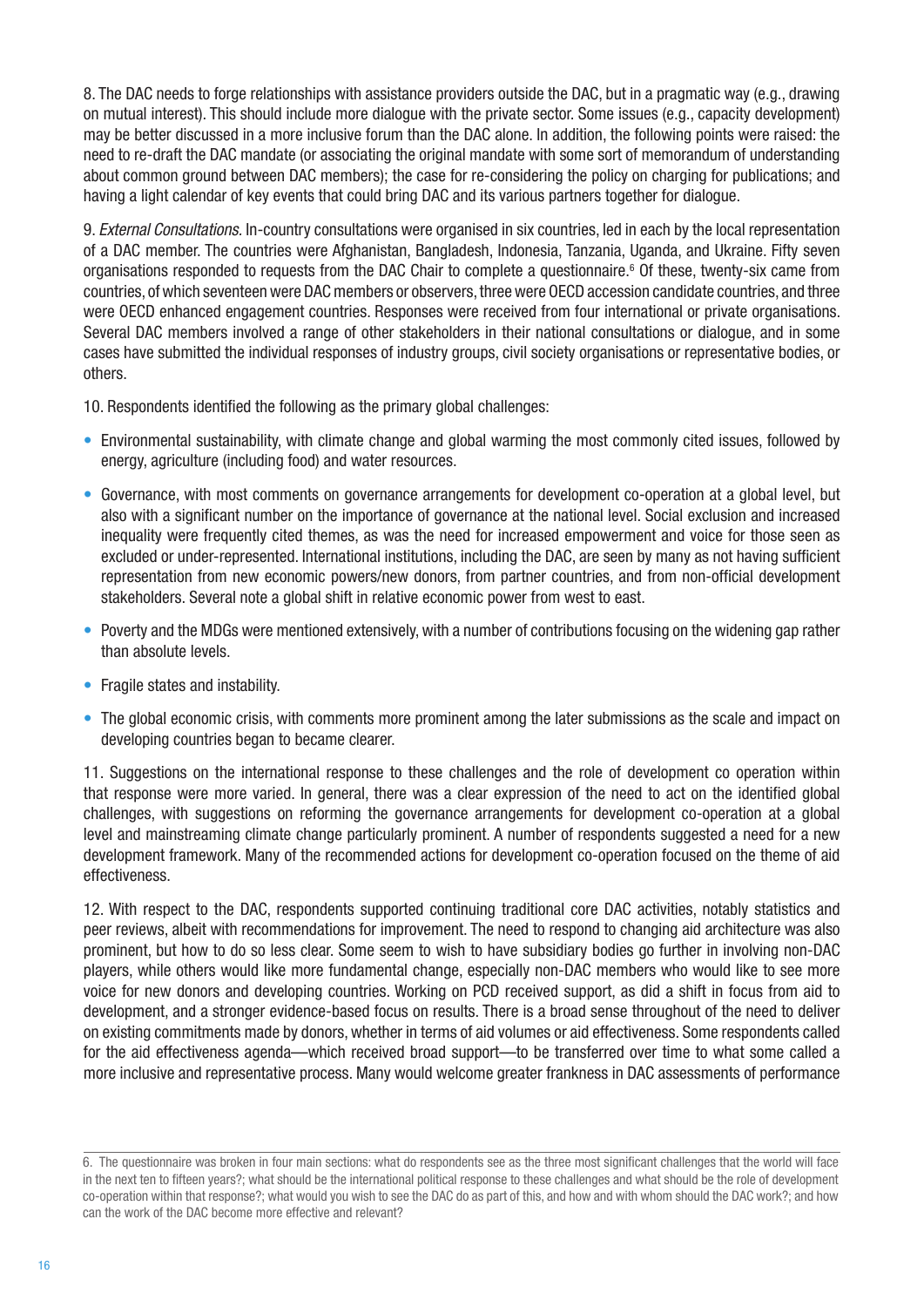8. The DAC needs to forge relationships with assistance providers outside the DAC, but in a pragmatic way (e.g., drawing on mutual interest). This should include more dialogue with the private sector. Some issues (e.g., capacity development) may be better discussed in a more inclusive forum than the DAC alone. In addition, the following points were raised: the need to re-draft the DAC mandate (or associating the original mandate with some sort of memorandum of understanding about common ground between DAC members); the case for re-considering the policy on charging for publications; and having a light calendar of key events that could bring DAC and its various partners together for dialogue.

9. *External Consultations.* In-country consultations were organised in six countries, led in each by the local representation of a DAC member. The countries were Afghanistan, Bangladesh, Indonesia, Tanzania, Uganda, and Ukraine. Fifty seven organisations responded to requests from the DAC Chair to complete a questionnaire.[6] Of these, twenty-six came from countries, of which seventeen were DAC members or observers, three were OECD accession candidate countries, and three were OECD enhanced engagement countries. Responses were received from four international or private organisations. Several DAC members involved a range of other stakeholders in their national consultations or dialogue, and in some cases have submitted the individual responses of industry groups, civil society organisations or representative bodies, or others.

10. Respondents identified the following as the primary global challenges:

- Environmental sustainability, with climate change and global warming the most commonly cited issues, followed by energy, agriculture (including food) and water resources.
- Governance, with most comments on governance arrangements for development co-operation at a global level, but also with a significant number on the importance of governance at the national level. Social exclusion and increased inequality were frequently cited themes, as was the need for increased empowerment and voice for those seen as excluded or under-represented. International institutions, including the DAC, are seen by many as not having sufficient representation from new economic powers/new donors, from partner countries, and from non-official development stakeholders. Several note a global shift in relative economic power from west to east.
- Poverty and the MDGs were mentioned extensively, with a number of contributions focusing on the widening gap rather than absolute levels.
- Fragile states and instability.
- The global economic crisis, with comments more prominent among the later submissions as the scale and impact on developing countries began to became clearer.

11. Suggestions on the international response to these challenges and the role of development co operation within that response were more varied. In general, there was a clear expression of the need to act on the identified global challenges, with suggestions on reforming the governance arrangements for development co-operation at a global level and mainstreaming climate change particularly prominent. A number of respondents suggested a need for a new development framework. Many of the recommended actions for development co-operation focused on the theme of aid effectiveness.

12. With respect to the DAC, respondents supported continuing traditional core DAC activities, notably statistics and peer reviews, albeit with recommendations for improvement. The need to respond to changing aid architecture was also prominent, but how to do so less clear. Some seem to wish to have subsidiary bodies go further in involving non-DAC players, while others would like more fundamental change, especially non-DAC members who would like to see more voice for new donors and developing countries. Working on PCD received support, as did a shift in focus from aid to development, and a stronger evidence-based focus on results. There is a broad sense throughout of the need to deliver on existing commitments made by donors, whether in terms of aid volumes or aid effectiveness. Some respondents called for the aid effectiveness agenda—which received broad support—to be transferred over time to what some called a more inclusive and representative process. Many would welcome greater frankness in DAC assessments of performance

6. The questionnaire was broken in four main sections: what do respondents see as the three most significant challenges that the world will face in the next ten to fifteen years?; what should be the international political response to these challenges and what should be the role of development co-operation within that response?; what would you wish to see the DAC do as part of this, and how and with whom should the DAC work?; and how can the work of the DAC become more effective and relevant?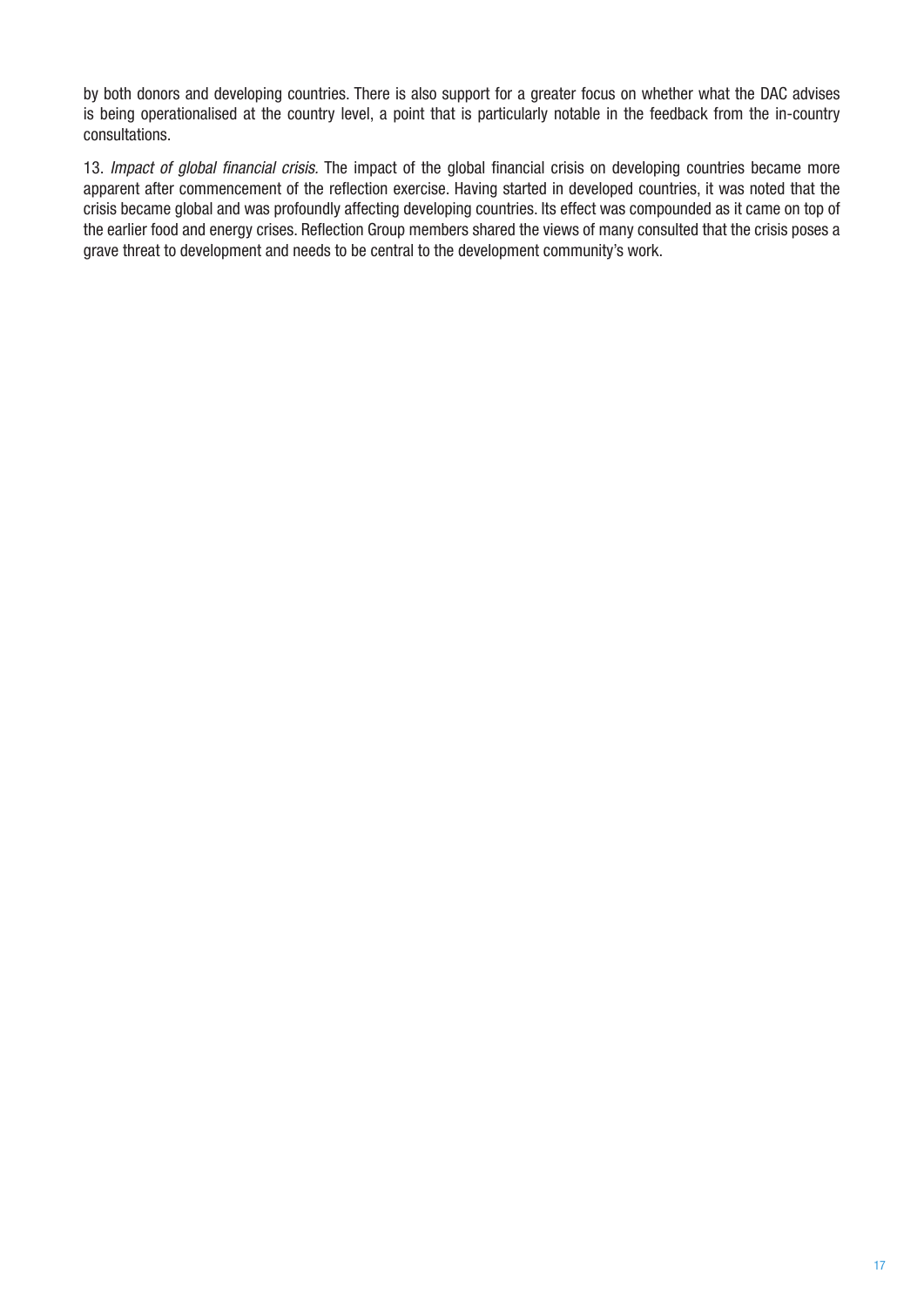by both donors and developing countries. There is also support for a greater focus on whether what the DAC advises is being operationalised at the country level, a point that is particularly notable in the feedback from the in-country consultations.

13. *Impact of global financial crisis.* The impact of the global financial crisis on developing countries became more apparent after commencement of the reflection exercise. Having started in developed countries, it was noted that the crisis became global and was profoundly affecting developing countries. Its effect was compounded as it came on top of the earlier food and energy crises. Reflection Group members shared the views of many consulted that the crisis poses a grave threat to development and needs to be central to the development community's work.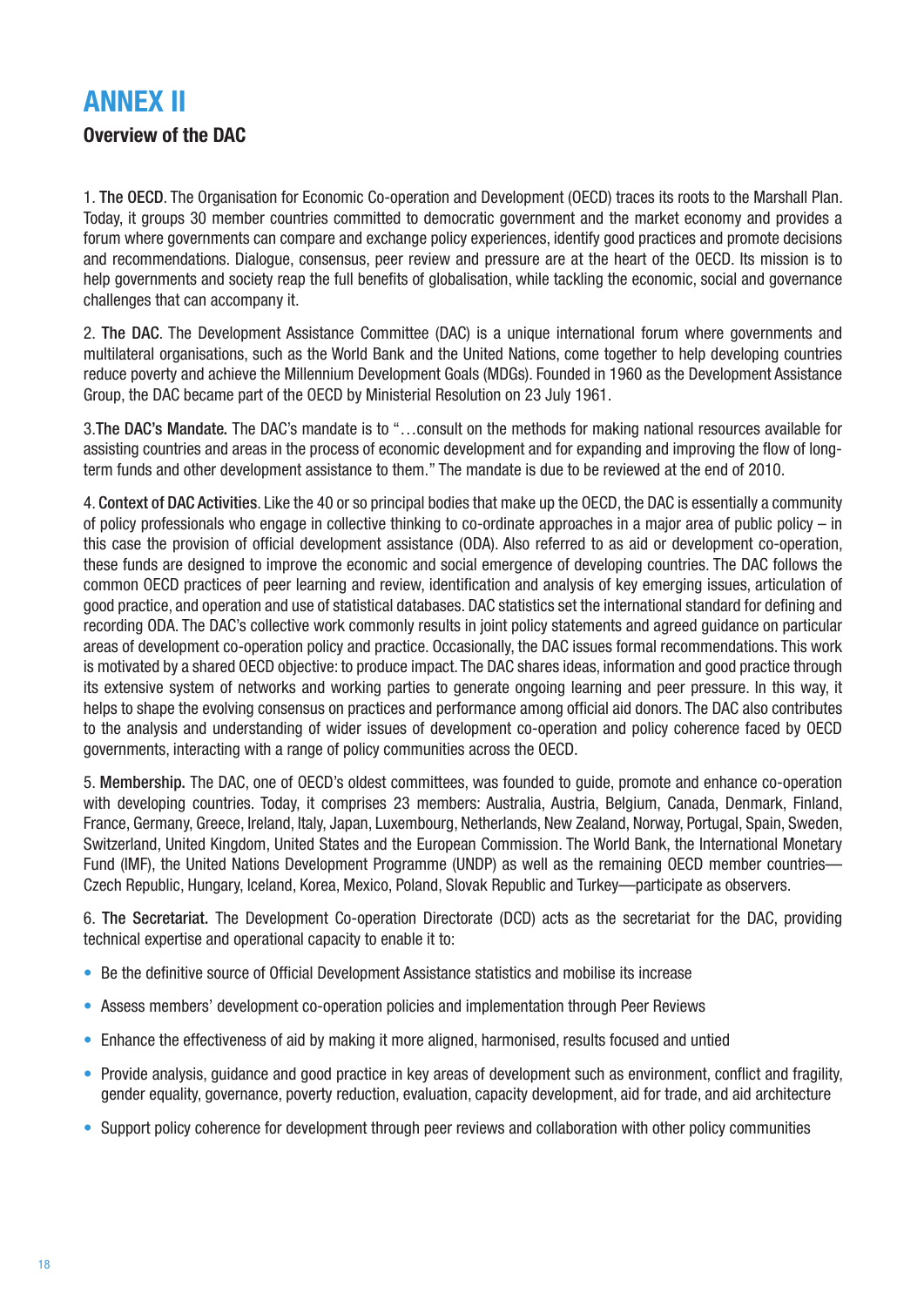# ANNEX II

## Overview of the DAC

1. **The OECD**. The Organisation for Economic Co-operation and Development (OECD) traces its roots to the Marshall Plan. Today, it groups 30 member countries committed to democratic government and the market economy and provides a forum where governments can compare and exchange policy experiences, identify good practices and promote decisions and recommendations. Dialogue, consensus, peer review and pressure are at the heart of the OECD. Its mission is to help governments and society reap the full benefits of globalisation, while tackling the economic, social and governance challenges that can accompany it.

2. **The DAC**. The Development Assistance Committee (DAC) is a unique international forum where governments and multilateral organisations, such as the World Bank and the United Nations, come together to help developing countries reduce poverty and achieve the Millennium Development Goals (MDGs). Founded in 1960 as the Development Assistance Group, the DAC became part of the OECD by Ministerial Resolution on 23 July 1961.

3. **The DAC's Mandate.** The DAC's mandate is to "…consult on the methods for making national resources available for assisting countries and areas in the process of economic development and for expanding and improving the flow of long-term funds and other development assistance to them." The mandate is due to be reviewed at the end of 2010.

4. **Context of DAC Activities**. Like the 40 or so principal bodies that make up the OECD, the DAC is essentially a community of policy professionals who engage in collective thinking to co-ordinate approaches in a major area of public policy – in this case the provision of official development assistance (ODA). Also referred to as aid or development co-operation, these funds are designed to improve the economic and social emergence of developing countries. The DAC follows the common OECD practices of peer learning and review, identification and analysis of key emerging issues, articulation of good practice, and operation and use of statistical databases. DAC statistics set the international standard for defining and recording ODA. The DAC's collective work commonly results in joint policy statements and agreed guidance on particular areas of development co-operation policy and practice. Occasionally, the DAC issues formal recommendations. This work is motivated by a shared OECD objective: to produce impact. The DAC shares ideas, information and good practice through its extensive system of networks and working parties to generate ongoing learning and peer pressure. In this way, it helps to shape the evolving consensus on practices and performance among official aid donors. The DAC also contributes to the analysis and understanding of wider issues of development co-operation and policy coherence faced by OECD governments, interacting with a range of policy communities across the OECD.

5. **Membership.** The DAC, one of OECD's oldest committees, was founded to guide, promote and enhance co-operation with developing countries. Today, it comprises 23 members: Australia, Austria, Belgium, Canada, Denmark, Finland, France, Germany, Greece, Ireland, Italy, Japan, Luxembourg, Netherlands, New Zealand, Norway, Portugal, Spain, Sweden, Switzerland, United Kingdom, United States and the European Commission. The World Bank, the International Monetary Fund (IMF), the United Nations Development Programme (UNDP) as well as the remaining OECD member countries—Czech Republic, Hungary, Iceland, Korea, Mexico, Poland, Slovak Republic and Turkey—participate as observers.

6. **The Secretariat.** The Development Co-operation Directorate (DCD) acts as the secretariat for the DAC, providing technical expertise and operational capacity to enable it to:

- Be the definitive source of Official Development Assistance statistics and mobilise its increase
- Assess members' development co-operation policies and implementation through Peer Reviews
- Enhance the effectiveness of aid by making it more aligned, harmonised, results focused and untied
- Provide analysis, guidance and good practice in key areas of development such as environment, conflict and fragility, gender equality, governance, poverty reduction, evaluation, capacity development, aid for trade, and aid architecture
- Support policy coherence for development through peer reviews and collaboration with other policy communities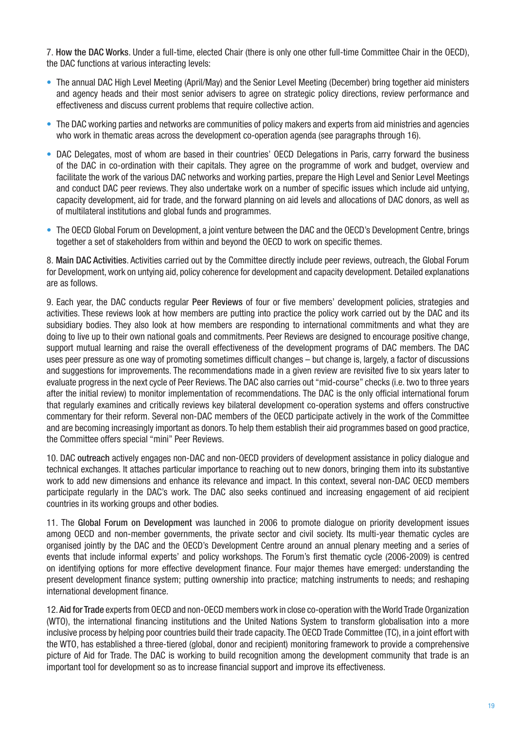7. **How the DAC Works**. Under a full-time, elected Chair (there is only one other full-time Committee Chair in the OECD), the DAC functions at various interacting levels:

- The annual DAC High Level Meeting (April/May) and the Senior Level Meeting (December) bring together aid ministers and agency heads and their most senior advisers to agree on strategic policy directions, review performance and effectiveness and discuss current problems that require collective action.
- The DAC working parties and networks are communities of policy makers and experts from aid ministries and agencies who work in thematic areas across the development co-operation agenda (see paragraphs through 16).
- DAC Delegates, most of whom are based in their countries' OECD Delegations in Paris, carry forward the business of the DAC in co-ordination with their capitals. They agree on the programme of work and budget, overview and facilitate the work of the various DAC networks and working parties, prepare the High Level and Senior Level Meetings and conduct DAC peer reviews. They also undertake work on a number of specific issues which include aid untying, capacity development, aid for trade, and the forward planning on aid levels and allocations of DAC donors, as well as of multilateral institutions and global funds and programmes.
- The OECD Global Forum on Development, a joint venture between the DAC and the OECD's Development Centre, brings together a set of stakeholders from within and beyond the OECD to work on specific themes.

8. **Main DAC Activities**. Activities carried out by the Committee directly include peer reviews, outreach, the Global Forum for Development, work on untying aid, policy coherence for development and capacity development. Detailed explanations are as follows.

9. Each year, the DAC conducts regular **Peer Reviews** of four or five members' development policies, strategies and activities. These reviews look at how members are putting into practice the policy work carried out by the DAC and its subsidiary bodies. They also look at how members are responding to international commitments and what they are doing to live up to their own national goals and commitments. Peer Reviews are designed to encourage positive change, support mutual learning and raise the overall effectiveness of the development programs of DAC members. The DAC uses peer pressure as one way of promoting sometimes difficult changes – but change is, largely, a factor of discussions and suggestions for improvements. The recommendations made in a given review are revisited five to six years later to evaluate progress in the next cycle of Peer Reviews. The DAC also carries out "mid-course" checks (i.e. two to three years after the initial review) to monitor implementation of recommendations. The DAC is the only official international forum that regularly examines and critically reviews key bilateral development co-operation systems and offers constructive commentary for their reform. Several non-DAC members of the OECD participate actively in the work of the Committee and are becoming increasingly important as donors. To help them establish their aid programmes based on good practice, the Committee offers special "mini" Peer Reviews.

10. DAC **outreach** actively engages non-DAC and non-OECD providers of development assistance in policy dialogue and technical exchanges. It attaches particular importance to reaching out to new donors, bringing them into its substantive work to add new dimensions and enhance its relevance and impact. In this context, several non-DAC OECD members participate regularly in the DAC's work. The DAC also seeks continued and increasing engagement of aid recipient countries in its working groups and other bodies.

11. The **Global Forum on Development** was launched in 2006 to promote dialogue on priority development issues among OECD and non-member governments, the private sector and civil society. Its multi-year thematic cycles are organised jointly by the DAC and the OECD's Development Centre around an annual plenary meeting and a series of events that include informal experts' and policy workshops. The Forum's first thematic cycle (2006-2009) is centred on identifying options for more effective development finance. Four major themes have emerged: understanding the present development finance system; putting ownership into practice; matching instruments to needs; and reshaping international development finance.

12. **Aid for Trade** experts from OECD and non-OECD members work in close co-operation with the World Trade Organization (WTO), the international financing institutions and the United Nations System to transform globalisation into a more inclusive process by helping poor countries build their trade capacity. The OECD Trade Committee (TC), in a joint effort with the WTO, has established a three-tiered (global, donor and recipient) monitoring framework to provide a comprehensive picture of Aid for Trade. The DAC is working to build recognition among the development community that trade is an important tool for development so as to increase financial support and improve its effectiveness.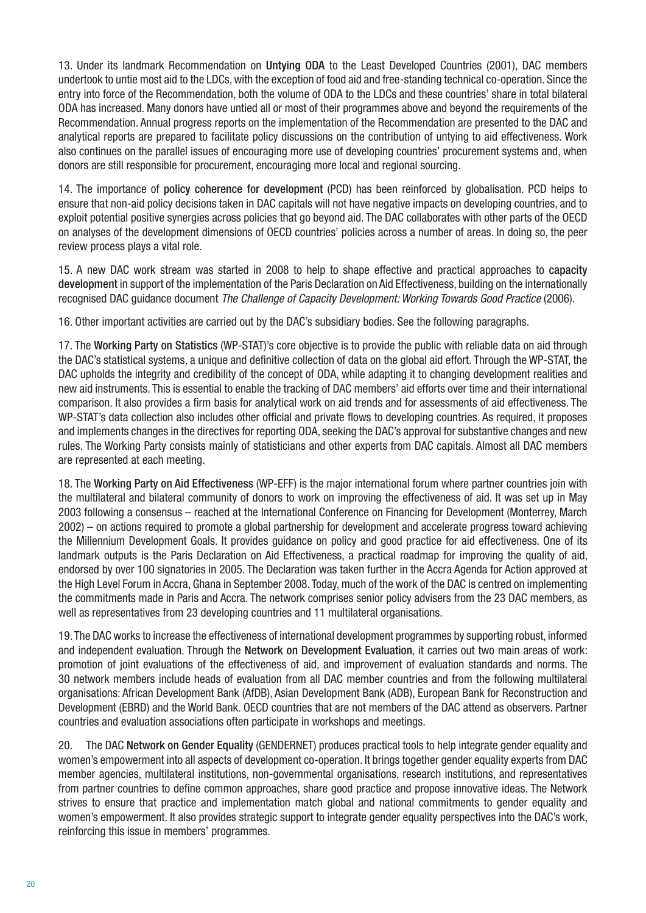13. Under its landmark Recommendation on **Untying ODA** to the Least Developed Countries (2001), DAC members undertook to untie most aid to the LDCs, with the exception of food aid and free-standing technical co-operation. Since the entry into force of the Recommendation, both the volume of ODA to the LDCs and these countries' share in total bilateral ODA has increased. Many donors have untied all or most of their programmes above and beyond the requirements of the Recommendation. Annual progress reports on the implementation of the Recommendation are presented to the DAC and analytical reports are prepared to facilitate policy discussions on the contribution of untying to aid effectiveness. Work also continues on the parallel issues of encouraging more use of developing countries' procurement systems and, when donors are still responsible for procurement, encouraging more local and regional sourcing.

14. The importance of **policy coherence for development** (PCD) has been reinforced by globalisation. PCD helps to ensure that non-aid policy decisions taken in DAC capitals will not have negative impacts on developing countries, and to exploit potential positive synergies across policies that go beyond aid. The DAC collaborates with other parts of the OECD on analyses of the development dimensions of OECD countries' policies across a number of areas. In doing so, the peer review process plays a vital role.

15. A new DAC work stream was started in 2008 to help to shape effective and practical approaches to **capacity development** in support of the implementation of the Paris Declaration on Aid Effectiveness, building on the internationally recognised DAC guidance document *The Challenge of Capacity Development: Working Towards Good Practice* (2006).

16. Other important activities are carried out by the DAC's subsidiary bodies. See the following paragraphs.

17. The **Working Party on Statistics** (WP-STAT)'s core objective is to provide the public with reliable data on aid through the DAC's statistical systems, a unique and definitive collection of data on the global aid effort. Through the WP-STAT, the DAC upholds the integrity and credibility of the concept of ODA, while adapting it to changing development realities and new aid instruments. This is essential to enable the tracking of DAC members' aid efforts over time and their international comparison. It also provides a firm basis for analytical work on aid trends and for assessments of aid effectiveness. The WP-STAT's data collection also includes other official and private flows to developing countries. As required, it proposes and implements changes in the directives for reporting ODA, seeking the DAC's approval for substantive changes and new rules. The Working Party consists mainly of statisticians and other experts from DAC capitals. Almost all DAC members are represented at each meeting.

18. The **Working Party on Aid Effectiveness** (WP-EFF) is the major international forum where partner countries join with the multilateral and bilateral community of donors to work on improving the effectiveness of aid. It was set up in May 2003 following a consensus – reached at the International Conference on Financing for Development (Monterrey, March 2002) – on actions required to promote a global partnership for development and accelerate progress toward achieving the Millennium Development Goals. It provides guidance on policy and good practice for aid effectiveness. One of its landmark outputs is the Paris Declaration on Aid Effectiveness, a practical roadmap for improving the quality of aid, endorsed by over 100 signatories in 2005. The Declaration was taken further in the Accra Agenda for Action approved at the High Level Forum in Accra, Ghana in September 2008. Today, much of the work of the DAC is centred on implementing the commitments made in Paris and Accra. The network comprises senior policy advisers from the 23 DAC members, as well as representatives from 23 developing countries and 11 multilateral organisations.

19. The DAC works to increase the effectiveness of international development programmes by supporting robust, informed and independent evaluation. Through the **Network on Development Evaluation**, it carries out two main areas of work: promotion of joint evaluations of the effectiveness of aid, and improvement of evaluation standards and norms. The 30 network members include heads of evaluation from all DAC member countries and from the following multilateral organisations: African Development Bank (AfDB), Asian Development Bank (ADB), European Bank for Reconstruction and Development (EBRD) and the World Bank. OECD countries that are not members of the DAC attend as observers. Partner countries and evaluation associations often participate in workshops and meetings.

20. The DAC **Network on Gender Equality** (GENDERNET) produces practical tools to help integrate gender equality and women's empowerment into all aspects of development co-operation. It brings together gender equality experts from DAC member agencies, multilateral institutions, non-governmental organisations, research institutions, and representatives from partner countries to define common approaches, share good practice and propose innovative ideas. The Network strives to ensure that practice and implementation match global and national commitments to gender equality and women's empowerment. It also provides strategic support to integrate gender equality perspectives into the DAC's work, reinforcing this issue in members' programmes.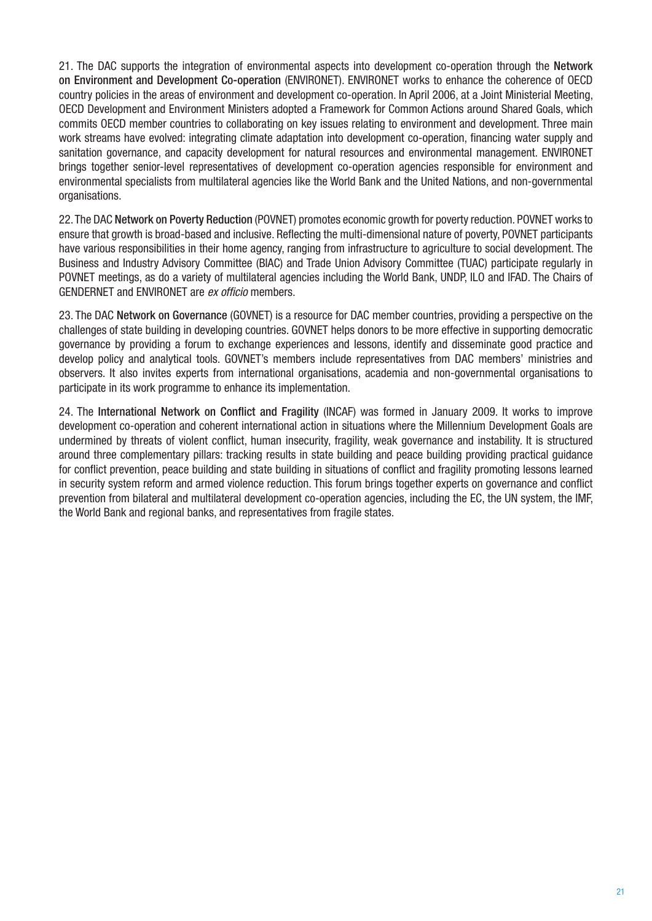21. The DAC supports the integration of environmental aspects into development co-operation through the **Network on Environment and Development Co-operation** (ENVIRONET). ENVIRONET works to enhance the coherence of OECD country policies in the areas of environment and development co-operation. In April 2006, at a Joint Ministerial Meeting, OECD Development and Environment Ministers adopted a Framework for Common Actions around Shared Goals, which commits OECD member countries to collaborating on key issues relating to environment and development. Three main work streams have evolved: integrating climate adaptation into development co-operation, financing water supply and sanitation governance, and capacity development for natural resources and environmental management. ENVIRONET brings together senior-level representatives of development co-operation agencies responsible for environment and environmental specialists from multilateral agencies like the World Bank and the United Nations, and non-governmental organisations.

22. The DAC **Network on Poverty Reduction** (POVNET) promotes economic growth for poverty reduction. POVNET works to ensure that growth is broad-based and inclusive. Reflecting the multi-dimensional nature of poverty, POVNET participants have various responsibilities in their home agency, ranging from infrastructure to agriculture to social development. The Business and Industry Advisory Committee (BIAC) and Trade Union Advisory Committee (TUAC) participate regularly in POVNET meetings, as do a variety of multilateral agencies including the World Bank, UNDP, ILO and IFAD. The Chairs of GENDERNET and ENVIRONET are *ex officio* members.

23. The DAC **Network on Governance** (GOVNET) is a resource for DAC member countries, providing a perspective on the challenges of state building in developing countries. GOVNET helps donors to be more effective in supporting democratic governance by providing a forum to exchange experiences and lessons, identify and disseminate good practice and develop policy and analytical tools. GOVNET's members include representatives from DAC members' ministries and observers. It also invites experts from international organisations, academia and non-governmental organisations to participate in its work programme to enhance its implementation.

24. The **International Network on Conflict and Fragility** (INCAF) was formed in January 2009. It works to improve development co-operation and coherent international action in situations where the Millennium Development Goals are undermined by threats of violent conflict, human insecurity, fragility, weak governance and instability. It is structured around three complementary pillars: tracking results in state building and peace building providing practical guidance for conflict prevention, peace building and state building in situations of conflict and fragility promoting lessons learned in security system reform and armed violence reduction. This forum brings together experts on governance and conflict prevention from bilateral and multilateral development co-operation agencies, including the EC, the UN system, the IMF, the World Bank and regional banks, and representatives from fragile states.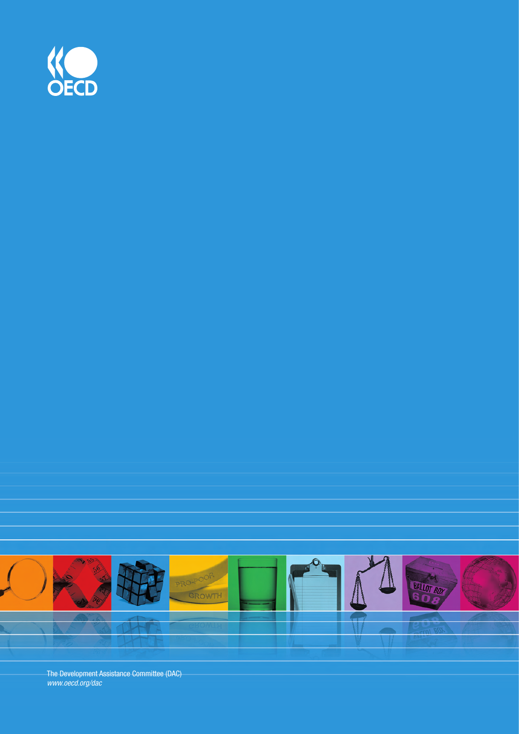OECD

The Development Assistance Committee (DAC)
*www.oecd.org/dac*